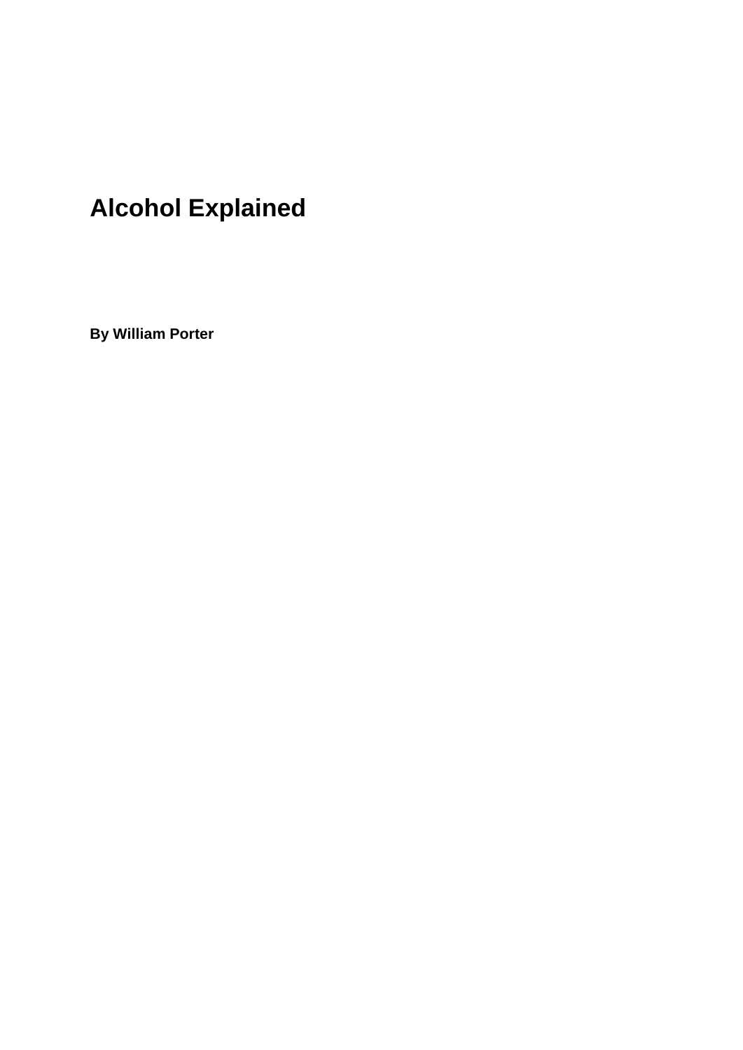# Alcohol Explained

**By William Porter**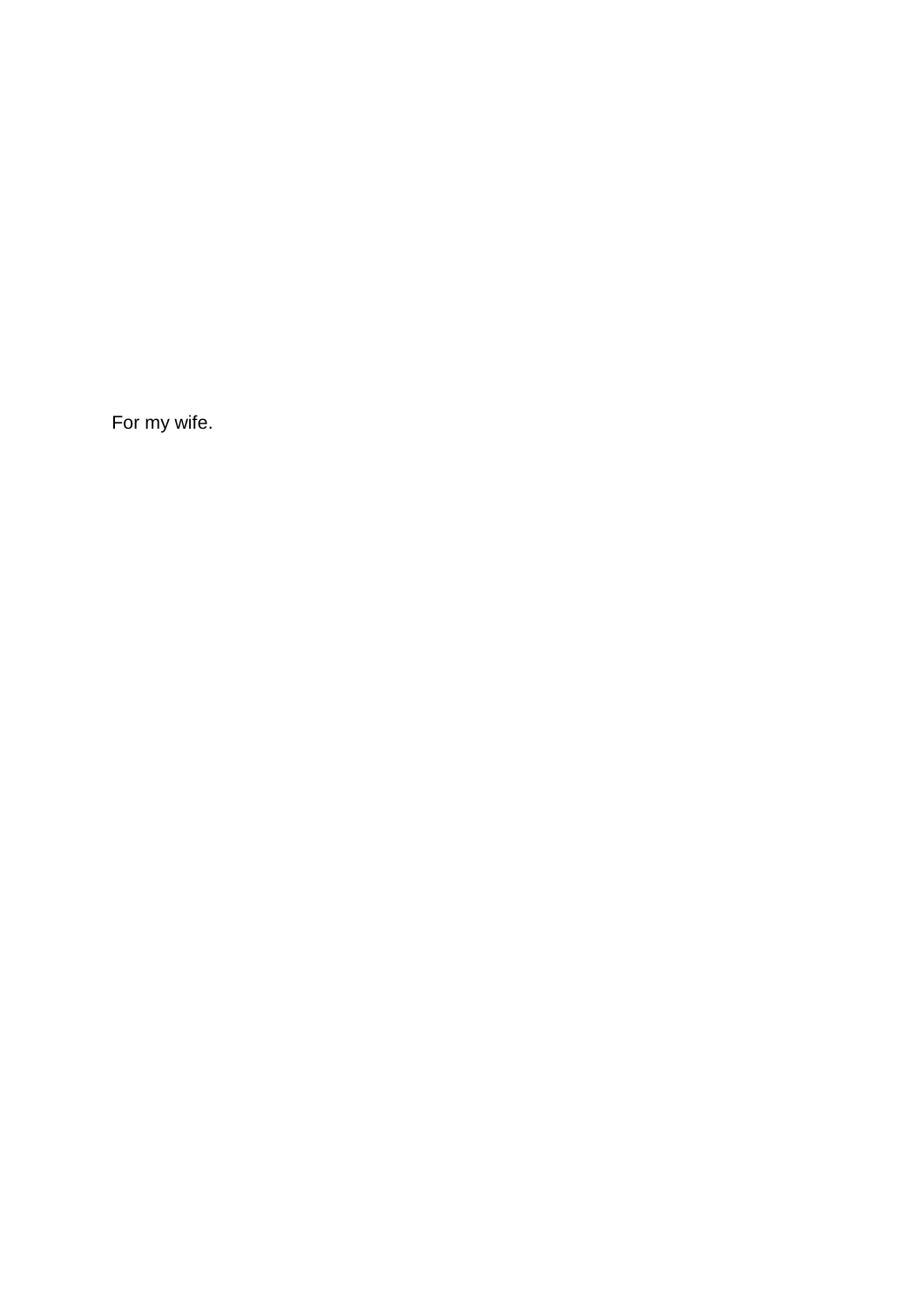For my wife.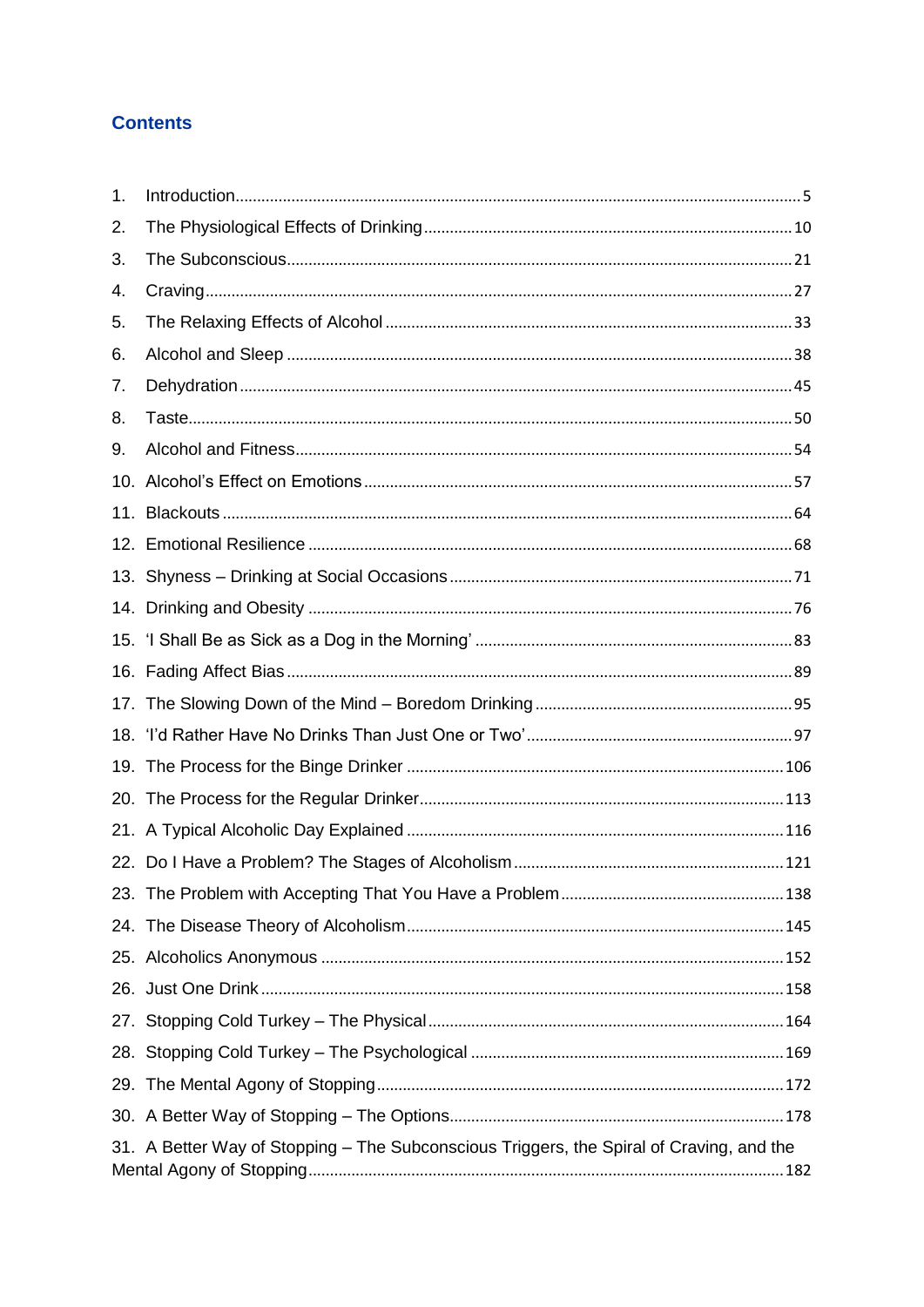# Contents

1. Introduction ..... 5
2. The Physiological Effects of Drinking ..... 10
3. The Subconscious ..... 21
4. Craving ..... 27
5. The Relaxing Effects of Alcohol ..... 33
6. Alcohol and Sleep ..... 38
7. Dehydration ..... 45
8. Taste ..... 50
9. Alcohol and Fitness ..... 54
10. Alcohol's Effect on Emotions ..... 57
11. Blackouts ..... 64
12. Emotional Resilience ..... 68
13. Shyness – Drinking at Social Occasions ..... 71
14. Drinking and Obesity ..... 76
15. 'I Shall Be as Sick as a Dog in the Morning' ..... 83
16. Fading Affect Bias ..... 89
17. The Slowing Down of the Mind – Boredom Drinking ..... 95
18. 'I'd Rather Have No Drinks Than Just One or Two' ..... 97
19. The Process for the Binge Drinker ..... 106
20. The Process for the Regular Drinker ..... 113
21. A Typical Alcoholic Day Explained ..... 116
22. Do I Have a Problem? The Stages of Alcoholism ..... 121
23. The Problem with Accepting That You Have a Problem ..... 138
24. The Disease Theory of Alcoholism ..... 145
25. Alcoholics Anonymous ..... 152
26. Just One Drink ..... 158
27. Stopping Cold Turkey – The Physical ..... 164
28. Stopping Cold Turkey – The Psychological ..... 169
29. The Mental Agony of Stopping ..... 172
30. A Better Way of Stopping – The Options ..... 178
31. A Better Way of Stopping – The Subconscious Triggers, the Spiral of Craving, and the Mental Agony of Stopping ..... 182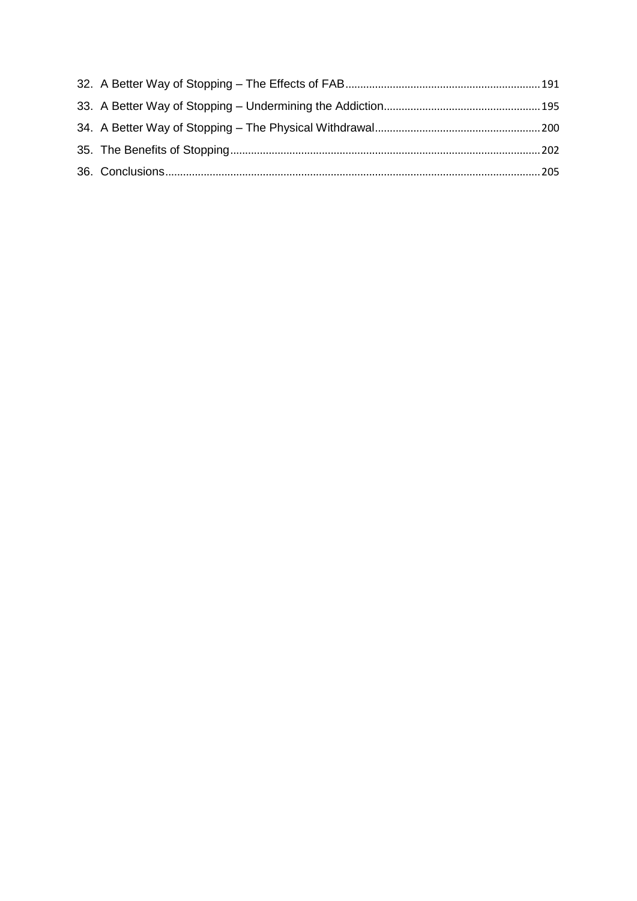32. A Better Way of Stopping – The Effects of FAB ..... 191
33. A Better Way of Stopping – Undermining the Addiction ..... 195
34. A Better Way of Stopping – The Physical Withdrawal ..... 200
35. The Benefits of Stopping ..... 202
36. Conclusions ..... 205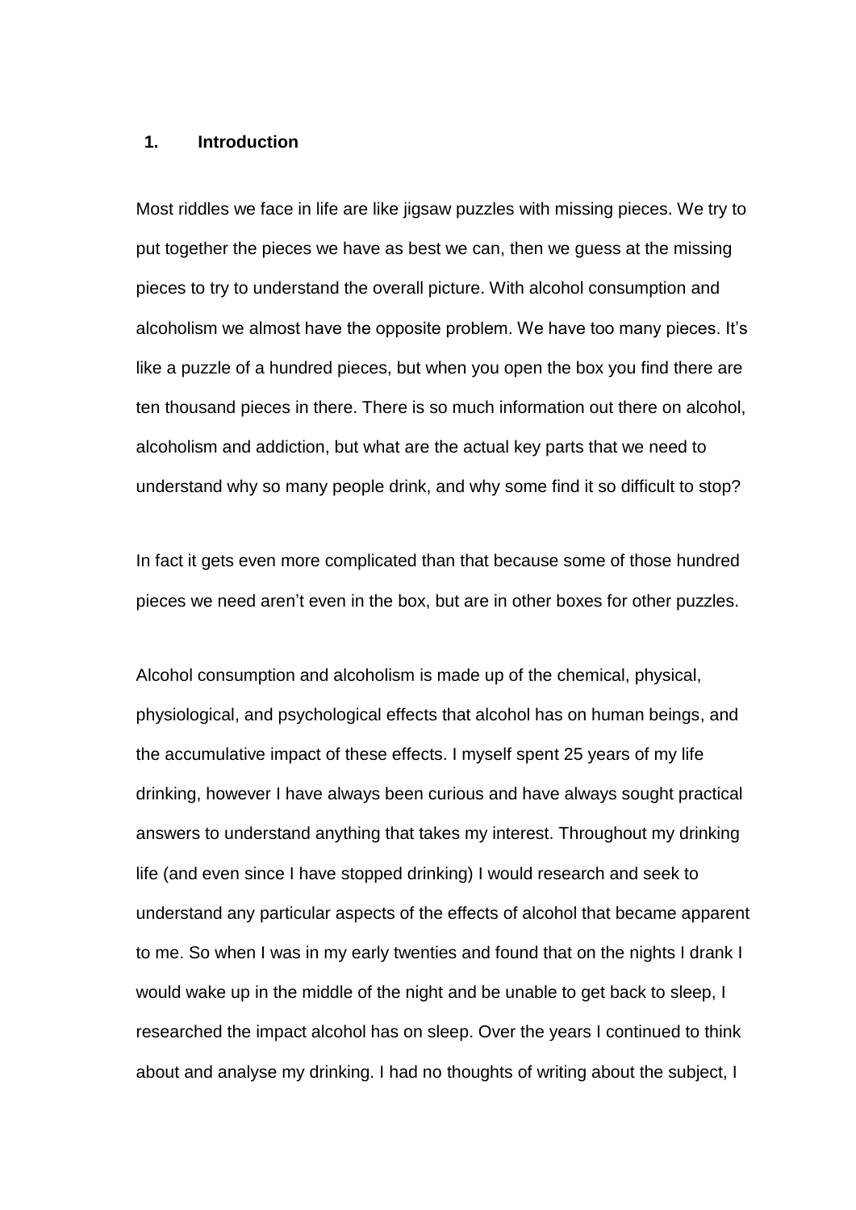## 1. Introduction

Most riddles we face in life are like jigsaw puzzles with missing pieces. We try to put together the pieces we have as best we can, then we guess at the missing pieces to try to understand the overall picture. With alcohol consumption and alcoholism we almost have the opposite problem. We have too many pieces. It's like a puzzle of a hundred pieces, but when you open the box you find there are ten thousand pieces in there. There is so much information out there on alcohol, alcoholism and addiction, but what are the actual key parts that we need to understand why so many people drink, and why some find it so difficult to stop?

In fact it gets even more complicated than that because some of those hundred pieces we need aren't even in the box, but are in other boxes for other puzzles.

Alcohol consumption and alcoholism is made up of the chemical, physical, physiological, and psychological effects that alcohol has on human beings, and the accumulative impact of these effects. I myself spent 25 years of my life drinking, however I have always been curious and have always sought practical answers to understand anything that takes my interest. Throughout my drinking life (and even since I have stopped drinking) I would research and seek to understand any particular aspects of the effects of alcohol that became apparent to me. So when I was in my early twenties and found that on the nights I drank I would wake up in the middle of the night and be unable to get back to sleep, I researched the impact alcohol has on sleep. Over the years I continued to think about and analyse my drinking. I had no thoughts of writing about the subject, I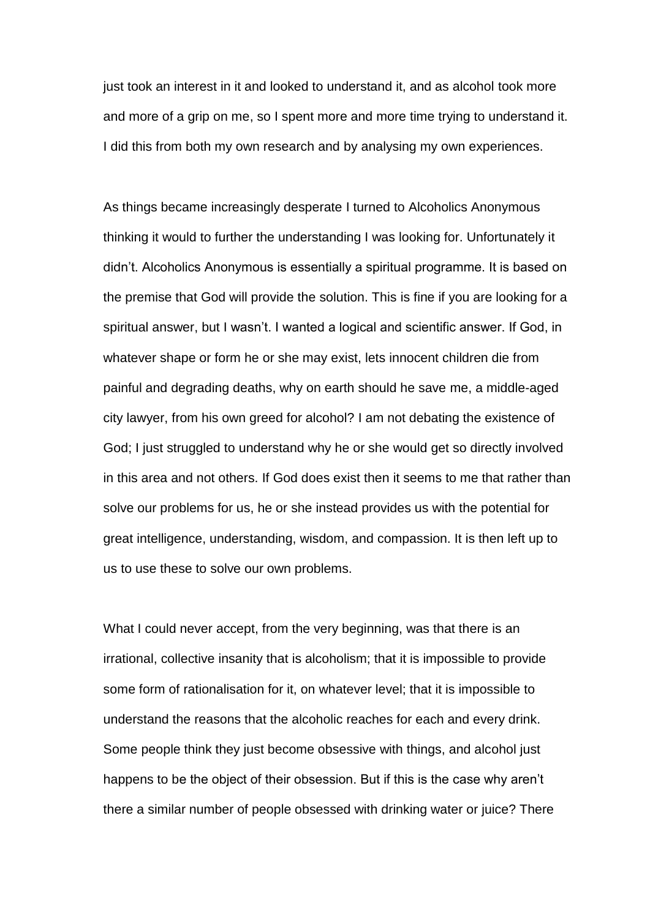just took an interest in it and looked to understand it, and as alcohol took more and more of a grip on me, so I spent more and more time trying to understand it. I did this from both my own research and by analysing my own experiences.

As things became increasingly desperate I turned to Alcoholics Anonymous thinking it would to further the understanding I was looking for. Unfortunately it didn't. Alcoholics Anonymous is essentially a spiritual programme. It is based on the premise that God will provide the solution. This is fine if you are looking for a spiritual answer, but I wasn't. I wanted a logical and scientific answer. If God, in whatever shape or form he or she may exist, lets innocent children die from painful and degrading deaths, why on earth should he save me, a middle-aged city lawyer, from his own greed for alcohol? I am not debating the existence of God; I just struggled to understand why he or she would get so directly involved in this area and not others. If God does exist then it seems to me that rather than solve our problems for us, he or she instead provides us with the potential for great intelligence, understanding, wisdom, and compassion. It is then left up to us to use these to solve our own problems.

What I could never accept, from the very beginning, was that there is an irrational, collective insanity that is alcoholism; that it is impossible to provide some form of rationalisation for it, on whatever level; that it is impossible to understand the reasons that the alcoholic reaches for each and every drink. Some people think they just become obsessive with things, and alcohol just happens to be the object of their obsession. But if this is the case why aren't there a similar number of people obsessed with drinking water or juice? There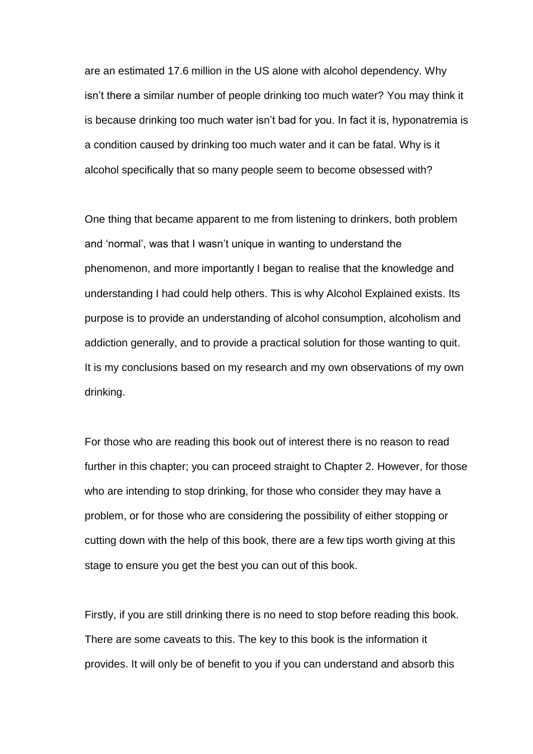are an estimated 17.6 million in the US alone with alcohol dependency. Why isn't there a similar number of people drinking too much water? You may think it is because drinking too much water isn't bad for you. In fact it is, hyponatremia is a condition caused by drinking too much water and it can be fatal. Why is it alcohol specifically that so many people seem to become obsessed with?

One thing that became apparent to me from listening to drinkers, both problem and 'normal', was that I wasn't unique in wanting to understand the phenomenon, and more importantly I began to realise that the knowledge and understanding I had could help others. This is why Alcohol Explained exists. Its purpose is to provide an understanding of alcohol consumption, alcoholism and addiction generally, and to provide a practical solution for those wanting to quit. It is my conclusions based on my research and my own observations of my own drinking.

For those who are reading this book out of interest there is no reason to read further in this chapter; you can proceed straight to Chapter 2. However, for those who are intending to stop drinking, for those who consider they may have a problem, or for those who are considering the possibility of either stopping or cutting down with the help of this book, there are a few tips worth giving at this stage to ensure you get the best you can out of this book.

Firstly, if you are still drinking there is no need to stop before reading this book. There are some caveats to this. The key to this book is the information it provides. It will only be of benefit to you if you can understand and absorb this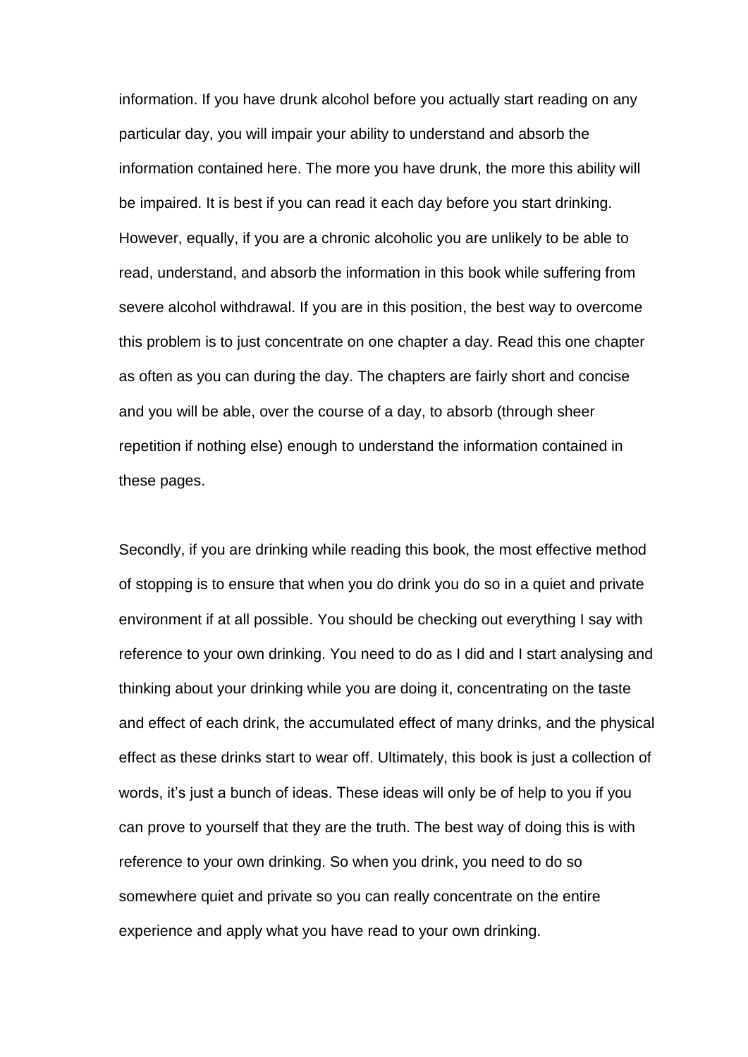information. If you have drunk alcohol before you actually start reading on any particular day, you will impair your ability to understand and absorb the information contained here. The more you have drunk, the more this ability will be impaired. It is best if you can read it each day before you start drinking. However, equally, if you are a chronic alcoholic you are unlikely to be able to read, understand, and absorb the information in this book while suffering from severe alcohol withdrawal. If you are in this position, the best way to overcome this problem is to just concentrate on one chapter a day. Read this one chapter as often as you can during the day. The chapters are fairly short and concise and you will be able, over the course of a day, to absorb (through sheer repetition if nothing else) enough to understand the information contained in these pages.

Secondly, if you are drinking while reading this book, the most effective method of stopping is to ensure that when you do drink you do so in a quiet and private environment if at all possible. You should be checking out everything I say with reference to your own drinking. You need to do as I did and I start analysing and thinking about your drinking while you are doing it, concentrating on the taste and effect of each drink, the accumulated effect of many drinks, and the physical effect as these drinks start to wear off. Ultimately, this book is just a collection of words, it's just a bunch of ideas. These ideas will only be of help to you if you can prove to yourself that they are the truth. The best way of doing this is with reference to your own drinking. So when you drink, you need to do so somewhere quiet and private so you can really concentrate on the entire experience and apply what you have read to your own drinking.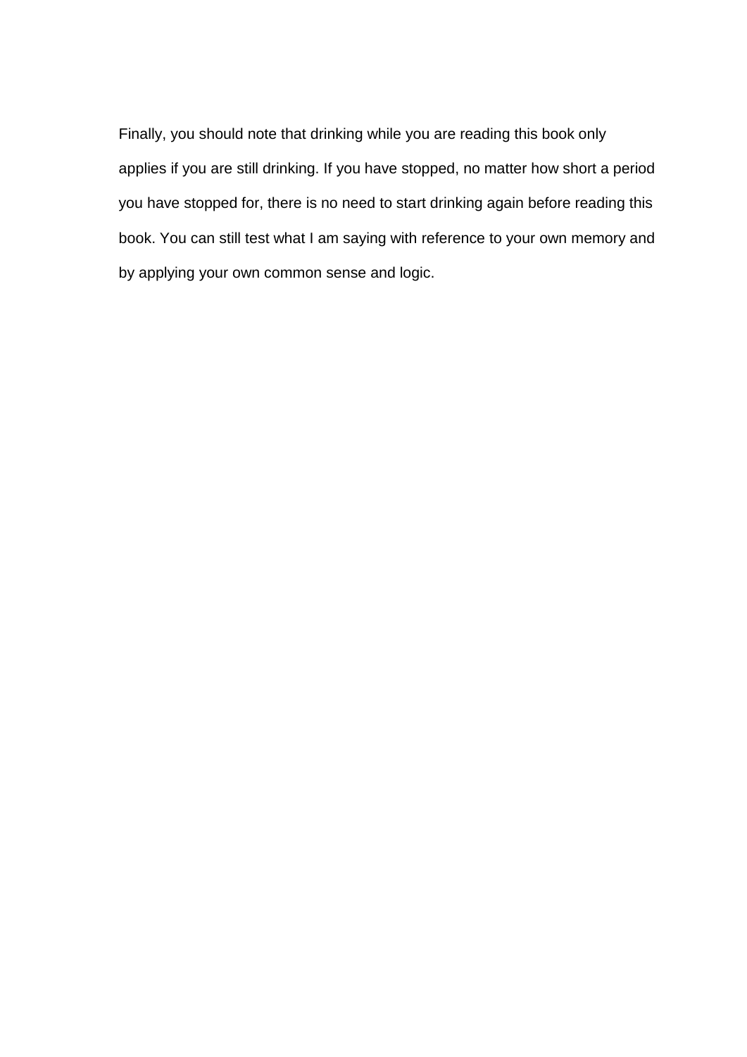Finally, you should note that drinking while you are reading this book only applies if you are still drinking. If you have stopped, no matter how short a period you have stopped for, there is no need to start drinking again before reading this book. You can still test what I am saying with reference to your own memory and by applying your own common sense and logic.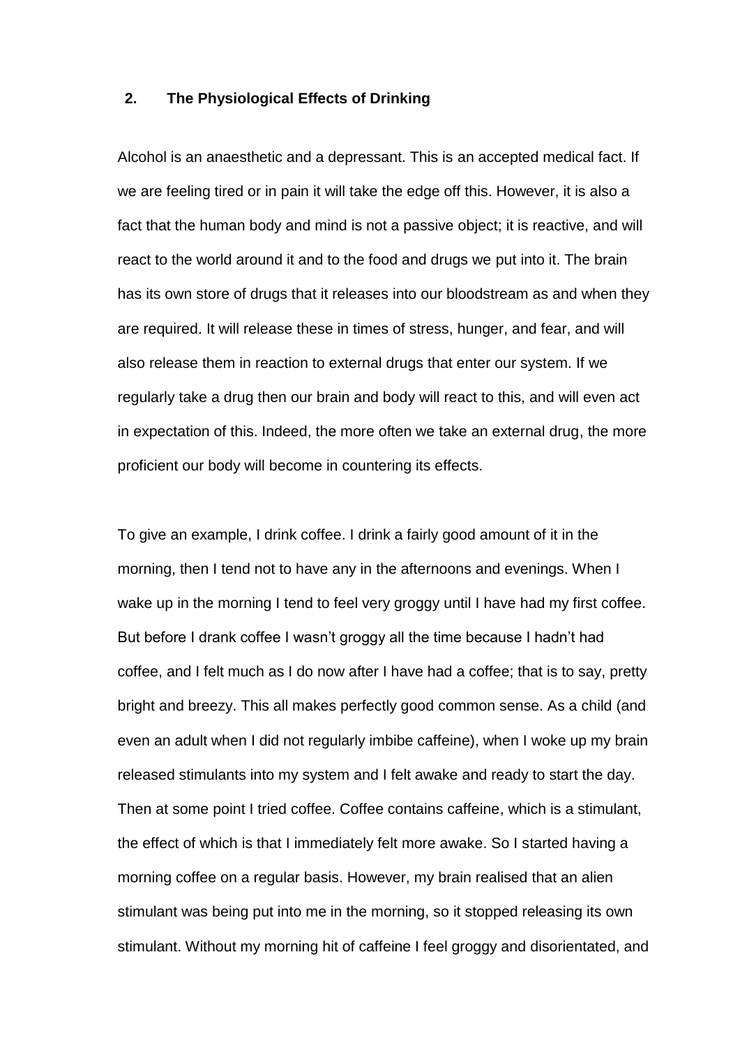## 2. The Physiological Effects of Drinking

Alcohol is an anaesthetic and a depressant. This is an accepted medical fact. If we are feeling tired or in pain it will take the edge off this. However, it is also a fact that the human body and mind is not a passive object; it is reactive, and will react to the world around it and to the food and drugs we put into it. The brain has its own store of drugs that it releases into our bloodstream as and when they are required. It will release these in times of stress, hunger, and fear, and will also release them in reaction to external drugs that enter our system. If we regularly take a drug then our brain and body will react to this, and will even act in expectation of this. Indeed, the more often we take an external drug, the more proficient our body will become in countering its effects.

To give an example, I drink coffee. I drink a fairly good amount of it in the morning, then I tend not to have any in the afternoons and evenings. When I wake up in the morning I tend to feel very groggy until I have had my first coffee. But before I drank coffee I wasn't groggy all the time because I hadn't had coffee, and I felt much as I do now after I have had a coffee; that is to say, pretty bright and breezy. This all makes perfectly good common sense. As a child (and even an adult when I did not regularly imbibe caffeine), when I woke up my brain released stimulants into my system and I felt awake and ready to start the day. Then at some point I tried coffee. Coffee contains caffeine, which is a stimulant, the effect of which is that I immediately felt more awake. So I started having a morning coffee on a regular basis. However, my brain realised that an alien stimulant was being put into me in the morning, so it stopped releasing its own stimulant. Without my morning hit of caffeine I feel groggy and disorientated, and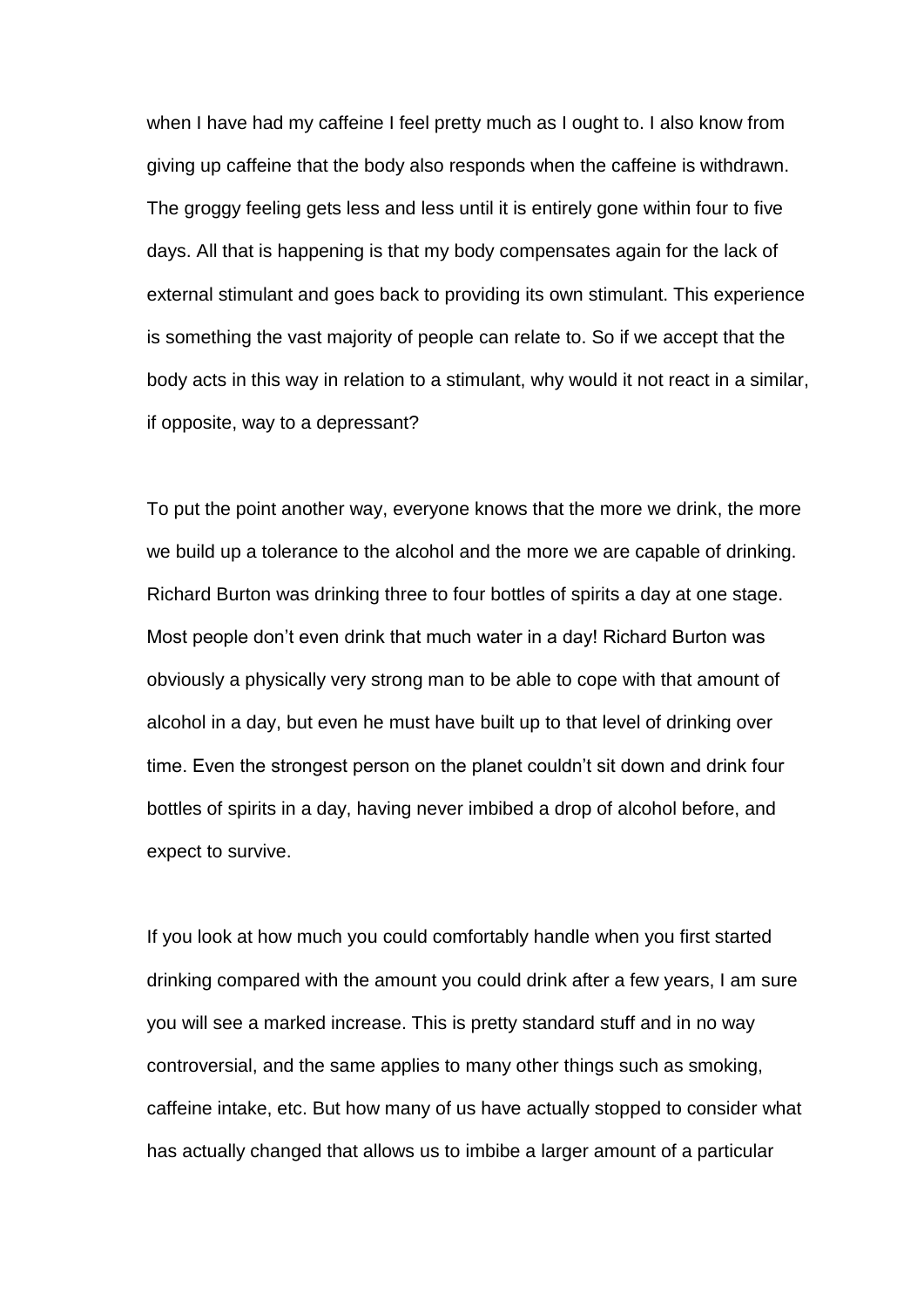when I have had my caffeine I feel pretty much as I ought to. I also know from giving up caffeine that the body also responds when the caffeine is withdrawn. The groggy feeling gets less and less until it is entirely gone within four to five days. All that is happening is that my body compensates again for the lack of external stimulant and goes back to providing its own stimulant. This experience is something the vast majority of people can relate to. So if we accept that the body acts in this way in relation to a stimulant, why would it not react in a similar, if opposite, way to a depressant?

To put the point another way, everyone knows that the more we drink, the more we build up a tolerance to the alcohol and the more we are capable of drinking. Richard Burton was drinking three to four bottles of spirits a day at one stage. Most people don't even drink that much water in a day! Richard Burton was obviously a physically very strong man to be able to cope with that amount of alcohol in a day, but even he must have built up to that level of drinking over time. Even the strongest person on the planet couldn't sit down and drink four bottles of spirits in a day, having never imbibed a drop of alcohol before, and expect to survive.

If you look at how much you could comfortably handle when you first started drinking compared with the amount you could drink after a few years, I am sure you will see a marked increase. This is pretty standard stuff and in no way controversial, and the same applies to many other things such as smoking, caffeine intake, etc. But how many of us have actually stopped to consider what has actually changed that allows us to imbibe a larger amount of a particular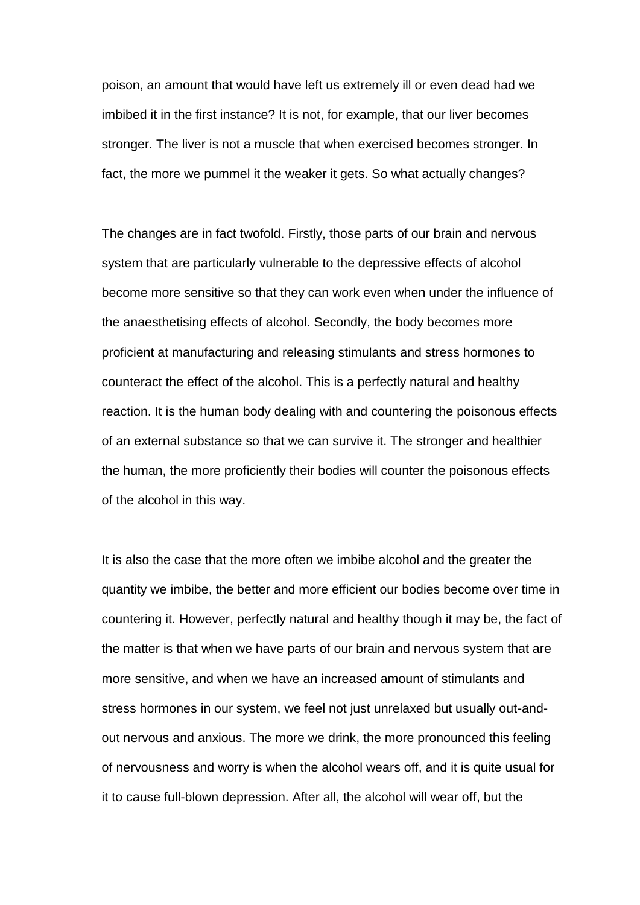poison, an amount that would have left us extremely ill or even dead had we imbibed it in the first instance? It is not, for example, that our liver becomes stronger. The liver is not a muscle that when exercised becomes stronger. In fact, the more we pummel it the weaker it gets. So what actually changes?

The changes are in fact twofold. Firstly, those parts of our brain and nervous system that are particularly vulnerable to the depressive effects of alcohol become more sensitive so that they can work even when under the influence of the anaesthetising effects of alcohol. Secondly, the body becomes more proficient at manufacturing and releasing stimulants and stress hormones to counteract the effect of the alcohol. This is a perfectly natural and healthy reaction. It is the human body dealing with and countering the poisonous effects of an external substance so that we can survive it. The stronger and healthier the human, the more proficiently their bodies will counter the poisonous effects of the alcohol in this way.

It is also the case that the more often we imbibe alcohol and the greater the quantity we imbibe, the better and more efficient our bodies become over time in countering it. However, perfectly natural and healthy though it may be, the fact of the matter is that when we have parts of our brain and nervous system that are more sensitive, and when we have an increased amount of stimulants and stress hormones in our system, we feel not just unrelaxed but usually out-and-out nervous and anxious. The more we drink, the more pronounced this feeling of nervousness and worry is when the alcohol wears off, and it is quite usual for it to cause full-blown depression. After all, the alcohol will wear off, but the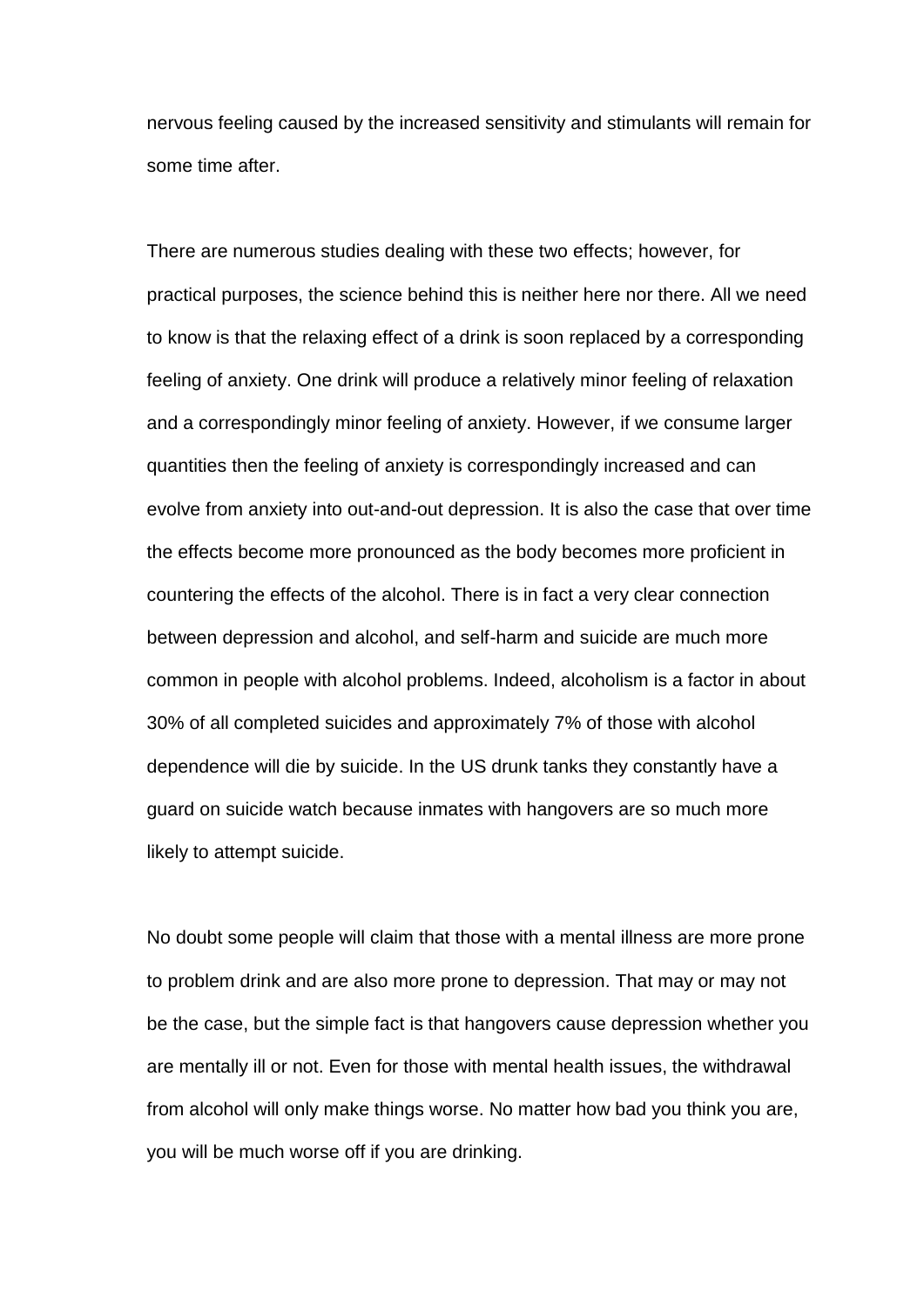nervous feeling caused by the increased sensitivity and stimulants will remain for some time after.

There are numerous studies dealing with these two effects; however, for practical purposes, the science behind this is neither here nor there. All we need to know is that the relaxing effect of a drink is soon replaced by a corresponding feeling of anxiety. One drink will produce a relatively minor feeling of relaxation and a correspondingly minor feeling of anxiety. However, if we consume larger quantities then the feeling of anxiety is correspondingly increased and can evolve from anxiety into out-and-out depression. It is also the case that over time the effects become more pronounced as the body becomes more proficient in countering the effects of the alcohol. There is in fact a very clear connection between depression and alcohol, and self-harm and suicide are much more common in people with alcohol problems. Indeed, alcoholism is a factor in about 30% of all completed suicides and approximately 7% of those with alcohol dependence will die by suicide. In the US drunk tanks they constantly have a guard on suicide watch because inmates with hangovers are so much more likely to attempt suicide.

No doubt some people will claim that those with a mental illness are more prone to problem drink and are also more prone to depression. That may or may not be the case, but the simple fact is that hangovers cause depression whether you are mentally ill or not. Even for those with mental health issues, the withdrawal from alcohol will only make things worse. No matter how bad you think you are, you will be much worse off if you are drinking.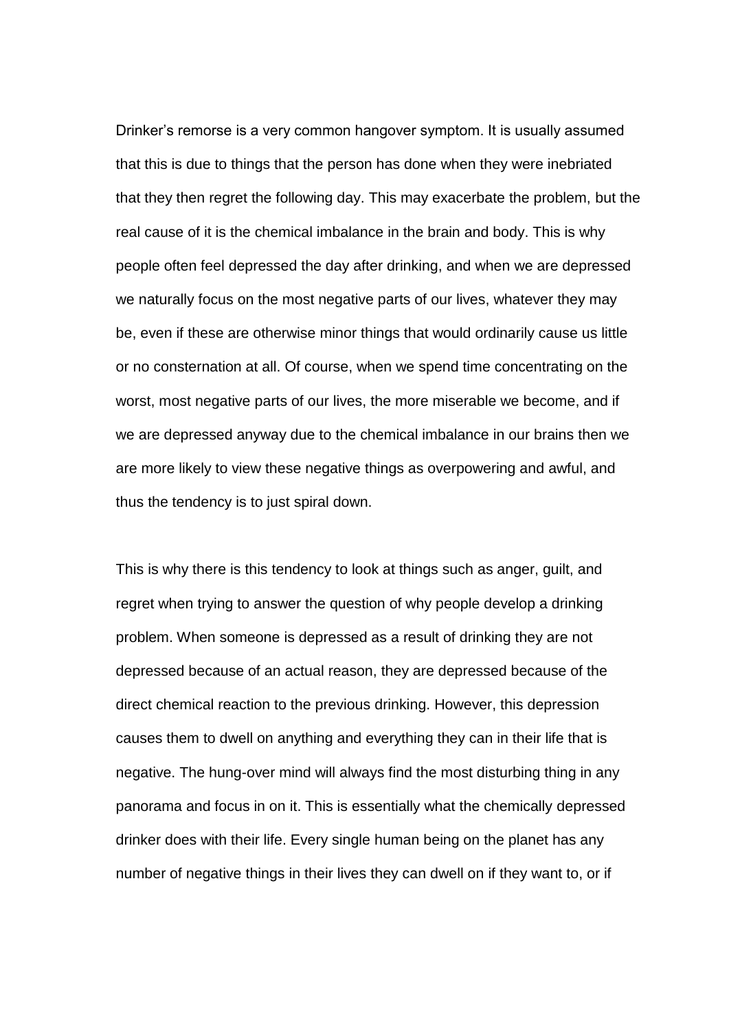Drinker's remorse is a very common hangover symptom. It is usually assumed that this is due to things that the person has done when they were inebriated that they then regret the following day. This may exacerbate the problem, but the real cause of it is the chemical imbalance in the brain and body. This is why people often feel depressed the day after drinking, and when we are depressed we naturally focus on the most negative parts of our lives, whatever they may be, even if these are otherwise minor things that would ordinarily cause us little or no consternation at all. Of course, when we spend time concentrating on the worst, most negative parts of our lives, the more miserable we become, and if we are depressed anyway due to the chemical imbalance in our brains then we are more likely to view these negative things as overpowering and awful, and thus the tendency is to just spiral down.

This is why there is this tendency to look at things such as anger, guilt, and regret when trying to answer the question of why people develop a drinking problem. When someone is depressed as a result of drinking they are not depressed because of an actual reason, they are depressed because of the direct chemical reaction to the previous drinking. However, this depression causes them to dwell on anything and everything they can in their life that is negative. The hung-over mind will always find the most disturbing thing in any panorama and focus in on it. This is essentially what the chemically depressed drinker does with their life. Every single human being on the planet has any number of negative things in their lives they can dwell on if they want to, or if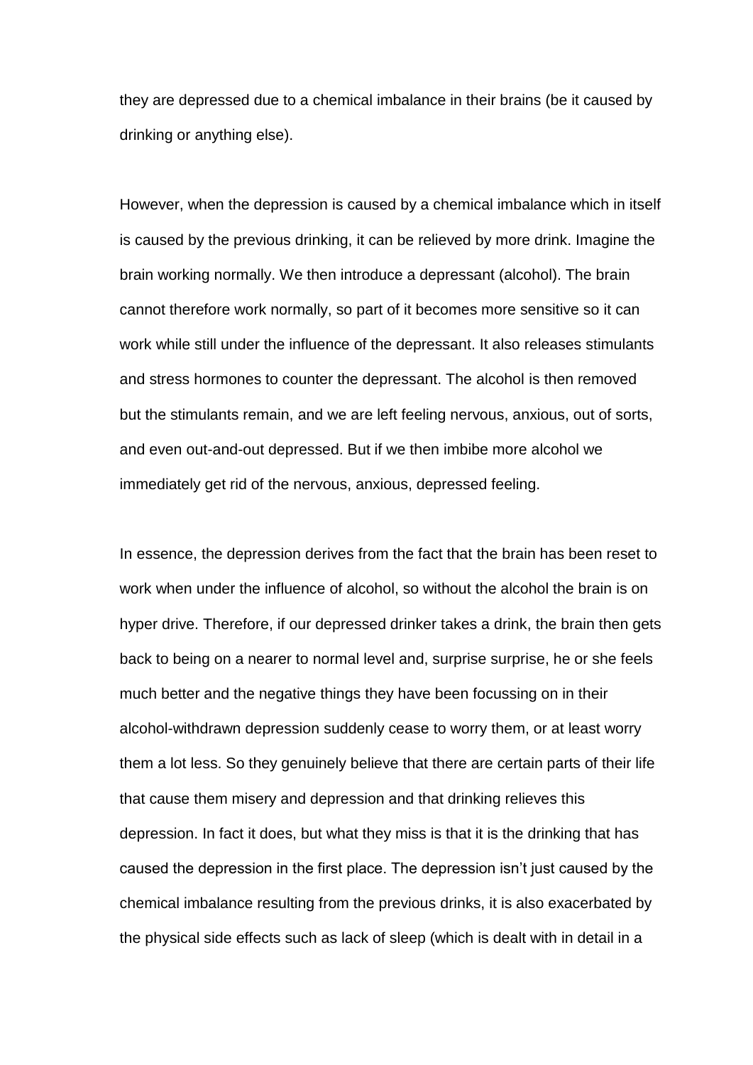they are depressed due to a chemical imbalance in their brains (be it caused by drinking or anything else).

However, when the depression is caused by a chemical imbalance which in itself is caused by the previous drinking, it can be relieved by more drink. Imagine the brain working normally. We then introduce a depressant (alcohol). The brain cannot therefore work normally, so part of it becomes more sensitive so it can work while still under the influence of the depressant. It also releases stimulants and stress hormones to counter the depressant. The alcohol is then removed but the stimulants remain, and we are left feeling nervous, anxious, out of sorts, and even out-and-out depressed. But if we then imbibe more alcohol we immediately get rid of the nervous, anxious, depressed feeling.

In essence, the depression derives from the fact that the brain has been reset to work when under the influence of alcohol, so without the alcohol the brain is on hyper drive. Therefore, if our depressed drinker takes a drink, the brain then gets back to being on a nearer to normal level and, surprise surprise, he or she feels much better and the negative things they have been focussing on in their alcohol-withdrawn depression suddenly cease to worry them, or at least worry them a lot less. So they genuinely believe that there are certain parts of their life that cause them misery and depression and that drinking relieves this depression. In fact it does, but what they miss is that it is the drinking that has caused the depression in the first place. The depression isn't just caused by the chemical imbalance resulting from the previous drinks, it is also exacerbated by the physical side effects such as lack of sleep (which is dealt with in detail in a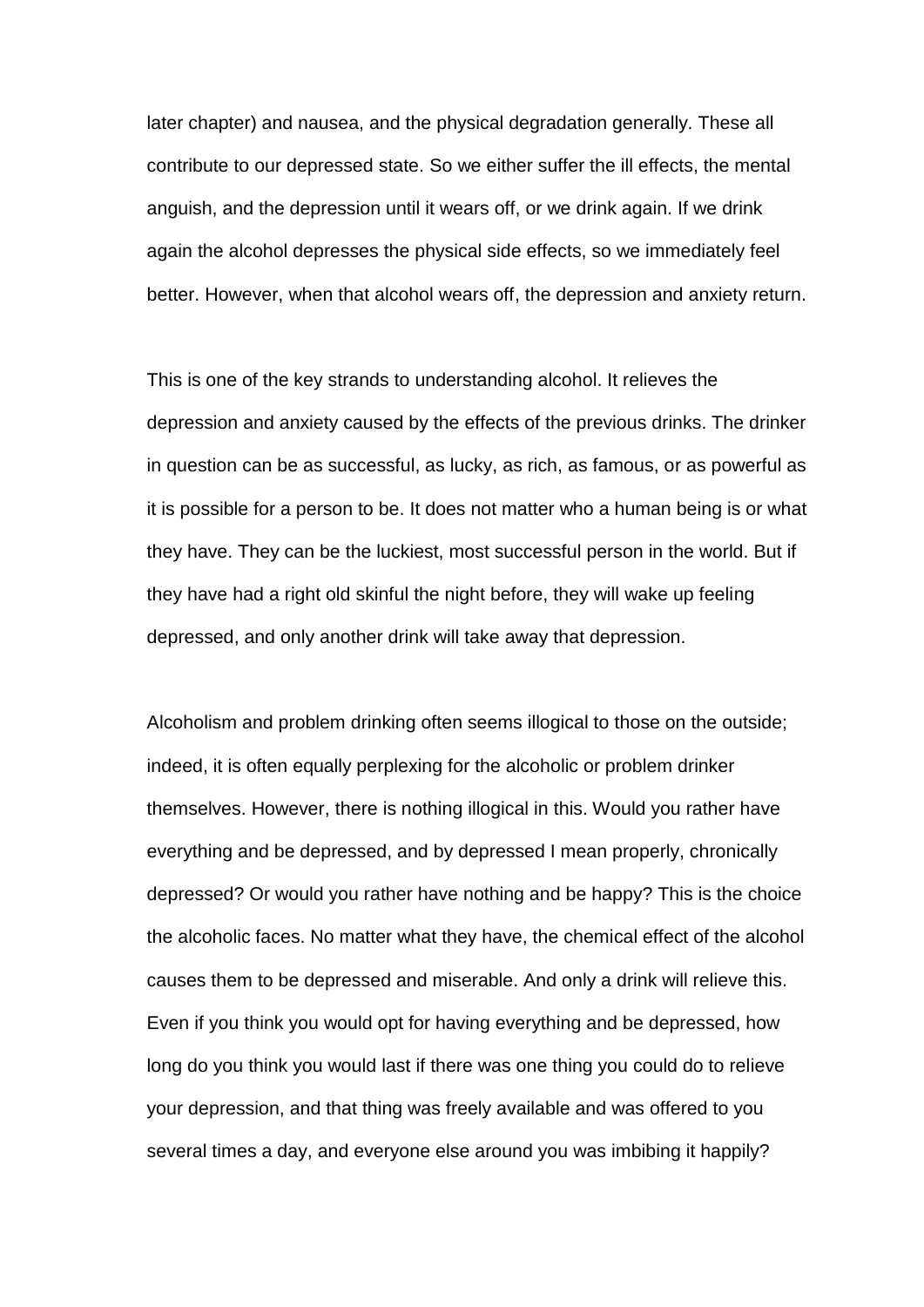later chapter) and nausea, and the physical degradation generally. These all contribute to our depressed state. So we either suffer the ill effects, the mental anguish, and the depression until it wears off, or we drink again. If we drink again the alcohol depresses the physical side effects, so we immediately feel better. However, when that alcohol wears off, the depression and anxiety return.

This is one of the key strands to understanding alcohol. It relieves the depression and anxiety caused by the effects of the previous drinks. The drinker in question can be as successful, as lucky, as rich, as famous, or as powerful as it is possible for a person to be. It does not matter who a human being is or what they have. They can be the luckiest, most successful person in the world. But if they have had a right old skinful the night before, they will wake up feeling depressed, and only another drink will take away that depression.

Alcoholism and problem drinking often seems illogical to those on the outside; indeed, it is often equally perplexing for the alcoholic or problem drinker themselves. However, there is nothing illogical in this. Would you rather have everything and be depressed, and by depressed I mean properly, chronically depressed? Or would you rather have nothing and be happy? This is the choice the alcoholic faces. No matter what they have, the chemical effect of the alcohol causes them to be depressed and miserable. And only a drink will relieve this. Even if you think you would opt for having everything and be depressed, how long do you think you would last if there was one thing you could do to relieve your depression, and that thing was freely available and was offered to you several times a day, and everyone else around you was imbibing it happily?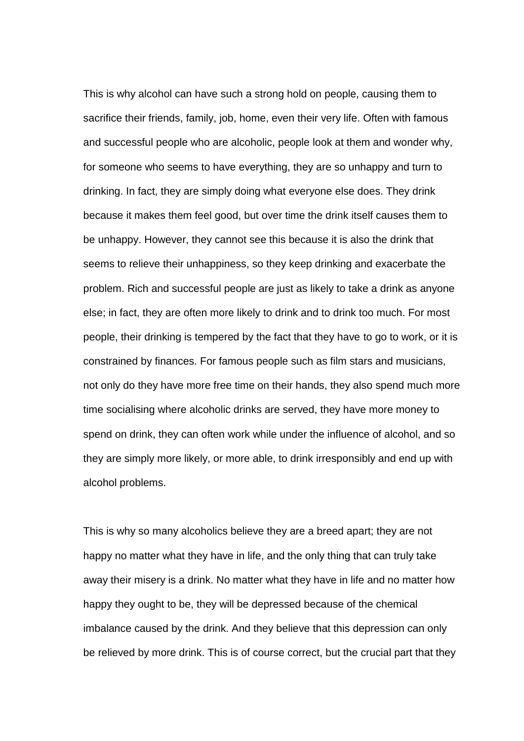This is why alcohol can have such a strong hold on people, causing them to sacrifice their friends, family, job, home, even their very life. Often with famous and successful people who are alcoholic, people look at them and wonder why, for someone who seems to have everything, they are so unhappy and turn to drinking. In fact, they are simply doing what everyone else does. They drink because it makes them feel good, but over time the drink itself causes them to be unhappy. However, they cannot see this because it is also the drink that seems to relieve their unhappiness, so they keep drinking and exacerbate the problem. Rich and successful people are just as likely to take a drink as anyone else; in fact, they are often more likely to drink and to drink too much. For most people, their drinking is tempered by the fact that they have to go to work, or it is constrained by finances. For famous people such as film stars and musicians, not only do they have more free time on their hands, they also spend much more time socialising where alcoholic drinks are served, they have more money to spend on drink, they can often work while under the influence of alcohol, and so they are simply more likely, or more able, to drink irresponsibly and end up with alcohol problems.

This is why so many alcoholics believe they are a breed apart; they are not happy no matter what they have in life, and the only thing that can truly take away their misery is a drink. No matter what they have in life and no matter how happy they ought to be, they will be depressed because of the chemical imbalance caused by the drink. And they believe that this depression can only be relieved by more drink. This is of course correct, but the crucial part that they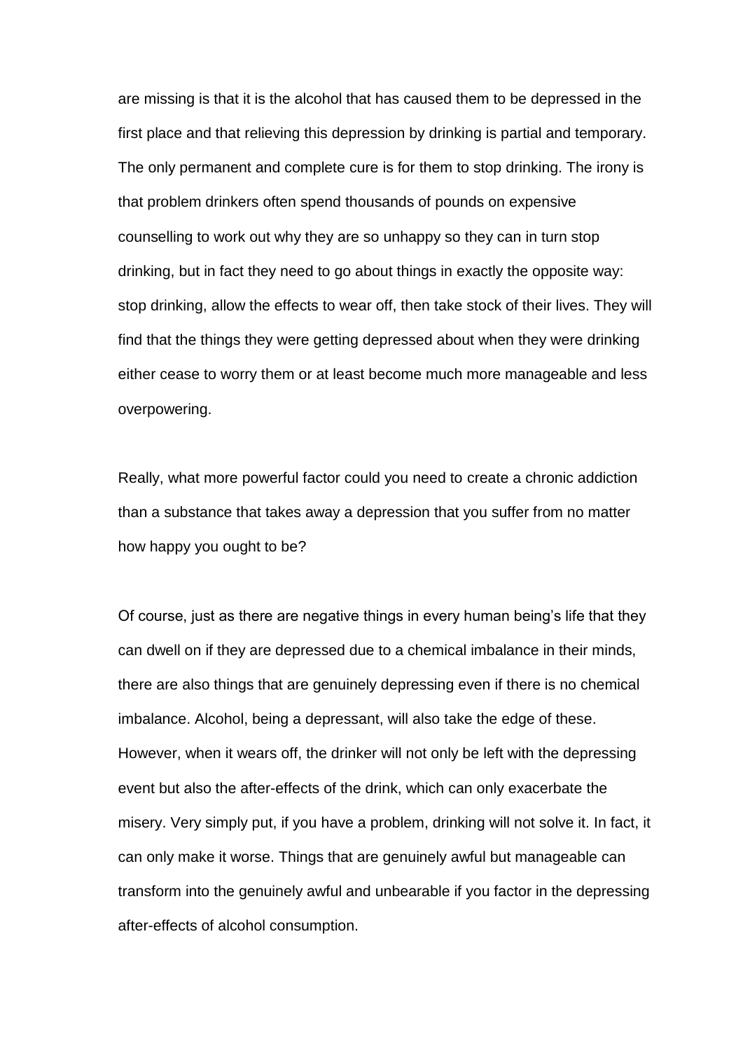are missing is that it is the alcohol that has caused them to be depressed in the first place and that relieving this depression by drinking is partial and temporary. The only permanent and complete cure is for them to stop drinking. The irony is that problem drinkers often spend thousands of pounds on expensive counselling to work out why they are so unhappy so they can in turn stop drinking, but in fact they need to go about things in exactly the opposite way: stop drinking, allow the effects to wear off, then take stock of their lives. They will find that the things they were getting depressed about when they were drinking either cease to worry them or at least become much more manageable and less overpowering.

Really, what more powerful factor could you need to create a chronic addiction than a substance that takes away a depression that you suffer from no matter how happy you ought to be?

Of course, just as there are negative things in every human being's life that they can dwell on if they are depressed due to a chemical imbalance in their minds, there are also things that are genuinely depressing even if there is no chemical imbalance. Alcohol, being a depressant, will also take the edge of these. However, when it wears off, the drinker will not only be left with the depressing event but also the after-effects of the drink, which can only exacerbate the misery. Very simply put, if you have a problem, drinking will not solve it. In fact, it can only make it worse. Things that are genuinely awful but manageable can transform into the genuinely awful and unbearable if you factor in the depressing after-effects of alcohol consumption.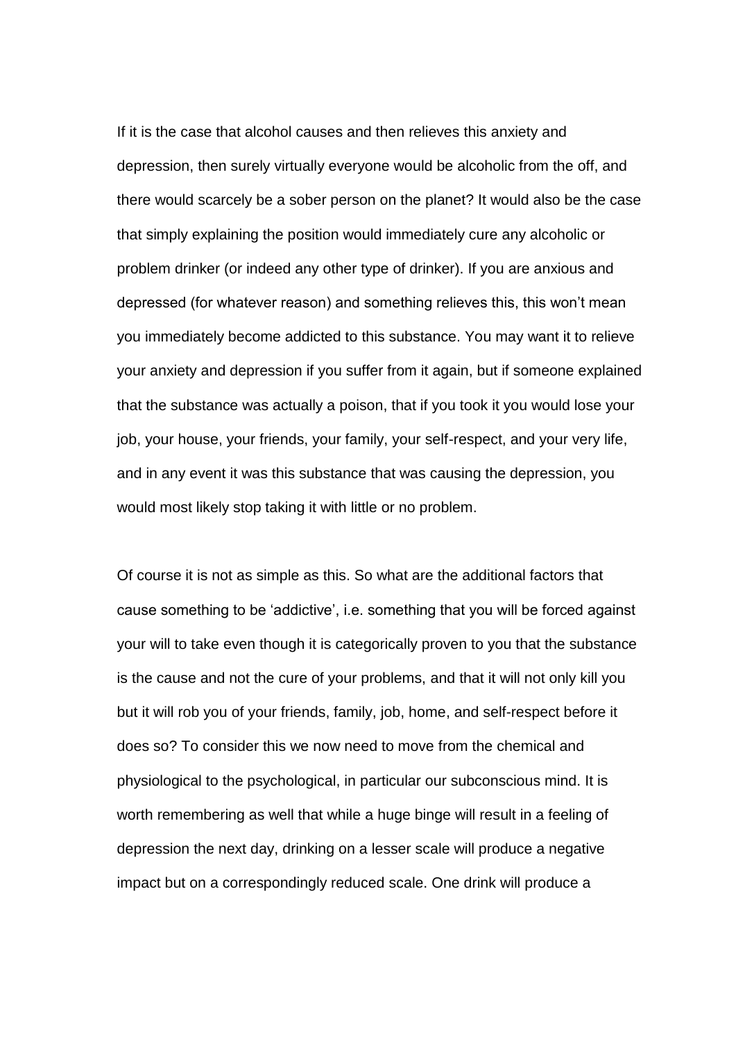If it is the case that alcohol causes and then relieves this anxiety and depression, then surely virtually everyone would be alcoholic from the off, and there would scarcely be a sober person on the planet? It would also be the case that simply explaining the position would immediately cure any alcoholic or problem drinker (or indeed any other type of drinker). If you are anxious and depressed (for whatever reason) and something relieves this, this won't mean you immediately become addicted to this substance. You may want it to relieve your anxiety and depression if you suffer from it again, but if someone explained that the substance was actually a poison, that if you took it you would lose your job, your house, your friends, your family, your self-respect, and your very life, and in any event it was this substance that was causing the depression, you would most likely stop taking it with little or no problem.

Of course it is not as simple as this. So what are the additional factors that cause something to be 'addictive', i.e. something that you will be forced against your will to take even though it is categorically proven to you that the substance is the cause and not the cure of your problems, and that it will not only kill you but it will rob you of your friends, family, job, home, and self-respect before it does so? To consider this we now need to move from the chemical and physiological to the psychological, in particular our subconscious mind. It is worth remembering as well that while a huge binge will result in a feeling of depression the next day, drinking on a lesser scale will produce a negative impact but on a correspondingly reduced scale. One drink will produce a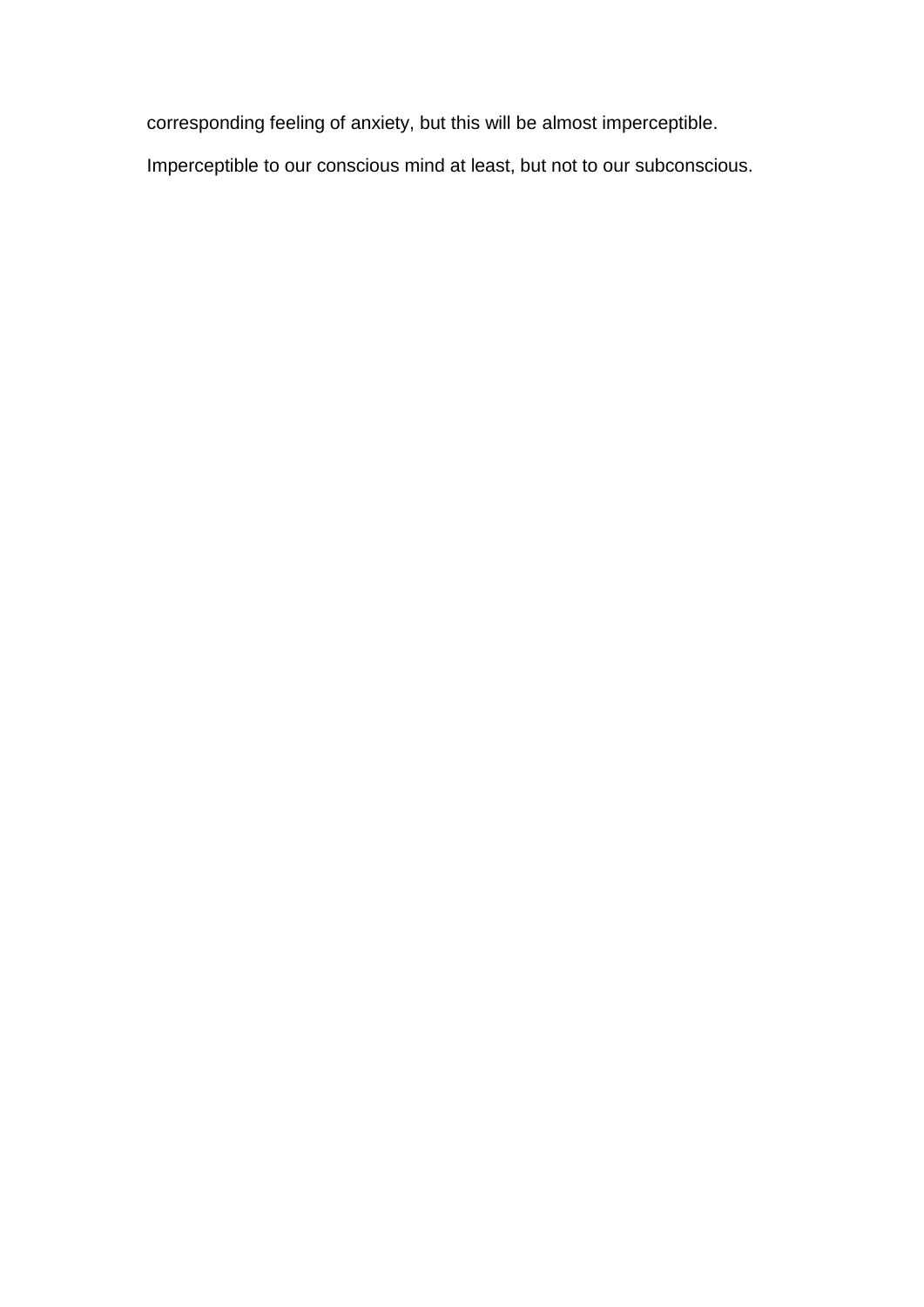corresponding feeling of anxiety, but this will be almost imperceptible.

Imperceptible to our conscious mind at least, but not to our subconscious.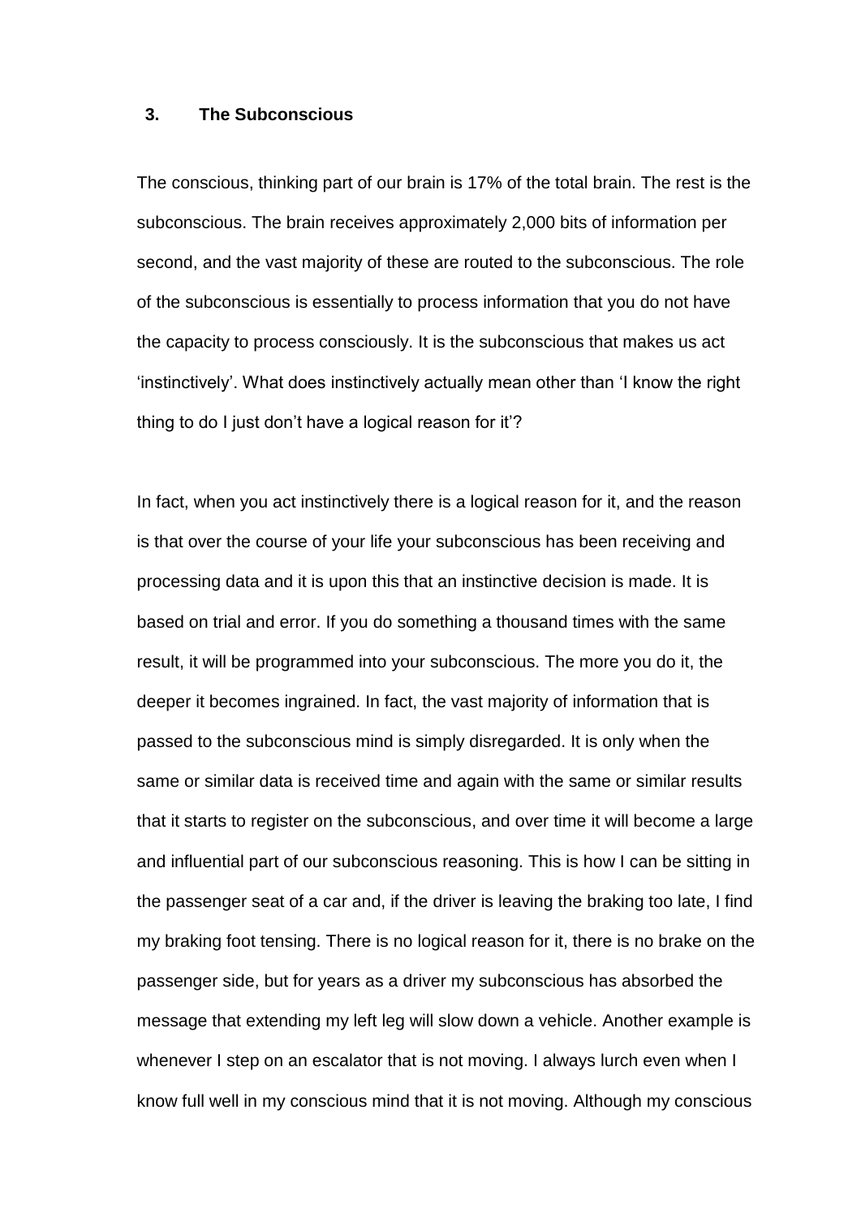## 3. The Subconscious

The conscious, thinking part of our brain is 17% of the total brain. The rest is the subconscious. The brain receives approximately 2,000 bits of information per second, and the vast majority of these are routed to the subconscious. The role of the subconscious is essentially to process information that you do not have the capacity to process consciously. It is the subconscious that makes us act 'instinctively'. What does instinctively actually mean other than 'I know the right thing to do I just don't have a logical reason for it'?

In fact, when you act instinctively there is a logical reason for it, and the reason is that over the course of your life your subconscious has been receiving and processing data and it is upon this that an instinctive decision is made. It is based on trial and error. If you do something a thousand times with the same result, it will be programmed into your subconscious. The more you do it, the deeper it becomes ingrained. In fact, the vast majority of information that is passed to the subconscious mind is simply disregarded. It is only when the same or similar data is received time and again with the same or similar results that it starts to register on the subconscious, and over time it will become a large and influential part of our subconscious reasoning. This is how I can be sitting in the passenger seat of a car and, if the driver is leaving the braking too late, I find my braking foot tensing. There is no logical reason for it, there is no brake on the passenger side, but for years as a driver my subconscious has absorbed the message that extending my left leg will slow down a vehicle. Another example is whenever I step on an escalator that is not moving. I always lurch even when I know full well in my conscious mind that it is not moving. Although my conscious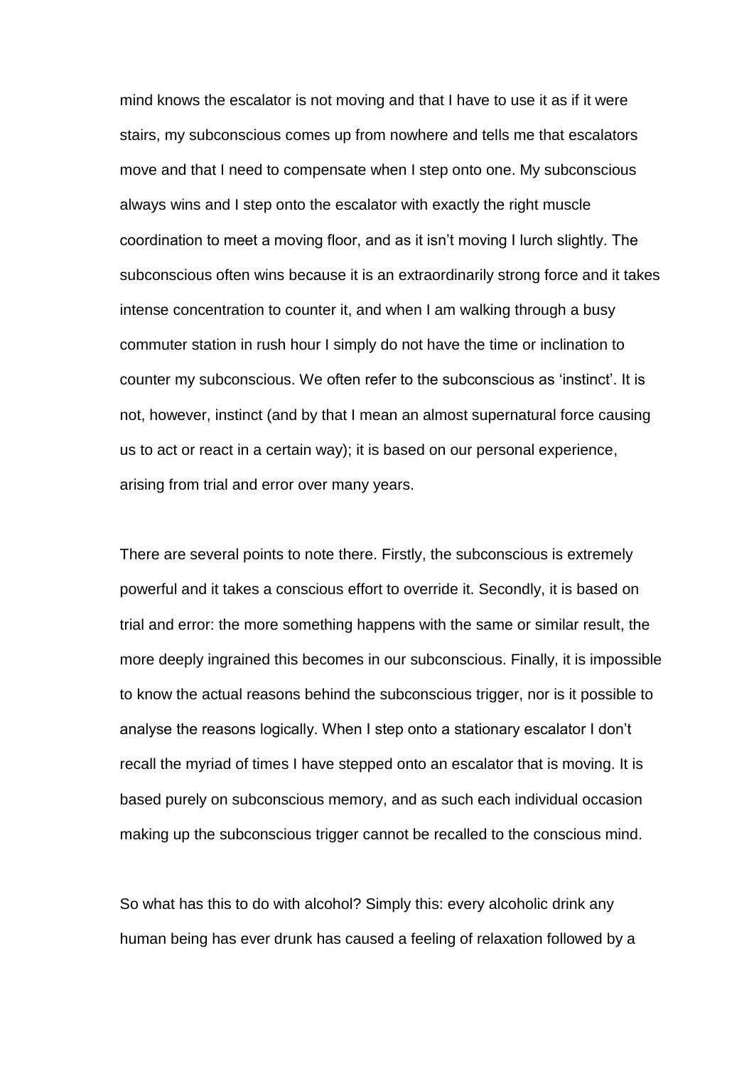mind knows the escalator is not moving and that I have to use it as if it were stairs, my subconscious comes up from nowhere and tells me that escalators move and that I need to compensate when I step onto one. My subconscious always wins and I step onto the escalator with exactly the right muscle coordination to meet a moving floor, and as it isn't moving I lurch slightly. The subconscious often wins because it is an extraordinarily strong force and it takes intense concentration to counter it, and when I am walking through a busy commuter station in rush hour I simply do not have the time or inclination to counter my subconscious. We often refer to the subconscious as 'instinct'. It is not, however, instinct (and by that I mean an almost supernatural force causing us to act or react in a certain way); it is based on our personal experience, arising from trial and error over many years.

There are several points to note there. Firstly, the subconscious is extremely powerful and it takes a conscious effort to override it. Secondly, it is based on trial and error: the more something happens with the same or similar result, the more deeply ingrained this becomes in our subconscious. Finally, it is impossible to know the actual reasons behind the subconscious trigger, nor is it possible to analyse the reasons logically. When I step onto a stationary escalator I don't recall the myriad of times I have stepped onto an escalator that is moving. It is based purely on subconscious memory, and as such each individual occasion making up the subconscious trigger cannot be recalled to the conscious mind.

So what has this to do with alcohol? Simply this: every alcoholic drink any human being has ever drunk has caused a feeling of relaxation followed by a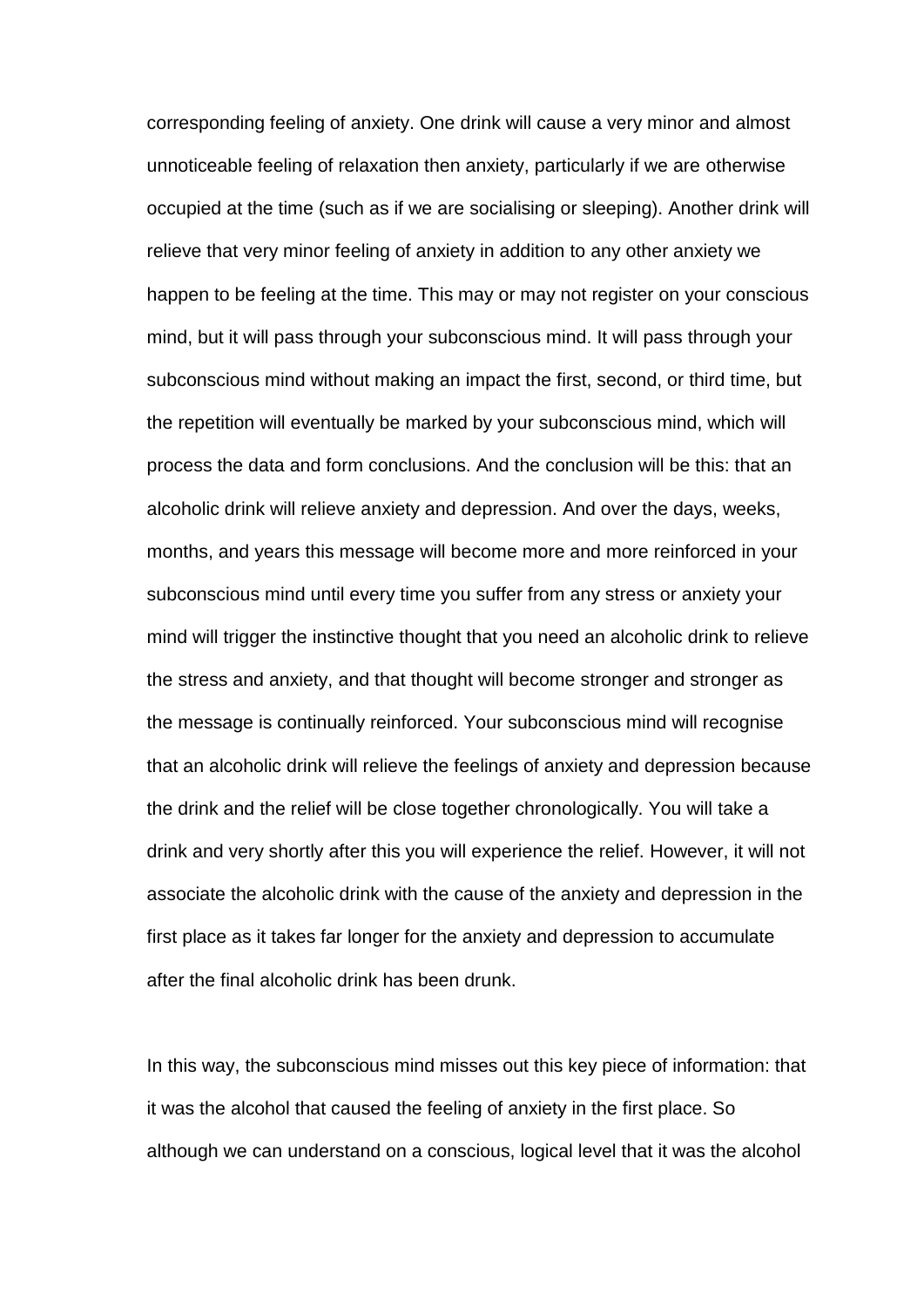corresponding feeling of anxiety. One drink will cause a very minor and almost unnoticeable feeling of relaxation then anxiety, particularly if we are otherwise occupied at the time (such as if we are socialising or sleeping). Another drink will relieve that very minor feeling of anxiety in addition to any other anxiety we happen to be feeling at the time. This may or may not register on your conscious mind, but it will pass through your subconscious mind. It will pass through your subconscious mind without making an impact the first, second, or third time, but the repetition will eventually be marked by your subconscious mind, which will process the data and form conclusions. And the conclusion will be this: that an alcoholic drink will relieve anxiety and depression. And over the days, weeks, months, and years this message will become more and more reinforced in your subconscious mind until every time you suffer from any stress or anxiety your mind will trigger the instinctive thought that you need an alcoholic drink to relieve the stress and anxiety, and that thought will become stronger and stronger as the message is continually reinforced. Your subconscious mind will recognise that an alcoholic drink will relieve the feelings of anxiety and depression because the drink and the relief will be close together chronologically. You will take a drink and very shortly after this you will experience the relief. However, it will not associate the alcoholic drink with the cause of the anxiety and depression in the first place as it takes far longer for the anxiety and depression to accumulate after the final alcoholic drink has been drunk.

In this way, the subconscious mind misses out this key piece of information: that it was the alcohol that caused the feeling of anxiety in the first place. So although we can understand on a conscious, logical level that it was the alcohol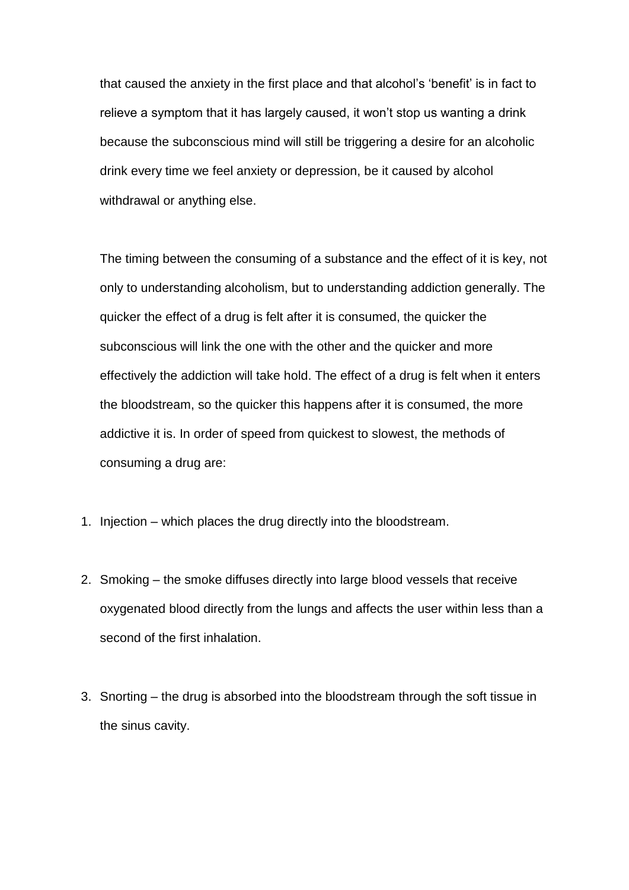that caused the anxiety in the first place and that alcohol's 'benefit' is in fact to relieve a symptom that it has largely caused, it won't stop us wanting a drink because the subconscious mind will still be triggering a desire for an alcoholic drink every time we feel anxiety or depression, be it caused by alcohol withdrawal or anything else.

The timing between the consuming of a substance and the effect of it is key, not only to understanding alcoholism, but to understanding addiction generally. The quicker the effect of a drug is felt after it is consumed, the quicker the subconscious will link the one with the other and the quicker and more effectively the addiction will take hold. The effect of a drug is felt when it enters the bloodstream, so the quicker this happens after it is consumed, the more addictive it is. In order of speed from quickest to slowest, the methods of consuming a drug are:

1. Injection – which places the drug directly into the bloodstream.

2. Smoking – the smoke diffuses directly into large blood vessels that receive oxygenated blood directly from the lungs and affects the user within less than a second of the first inhalation.

3. Snorting – the drug is absorbed into the bloodstream through the soft tissue in the sinus cavity.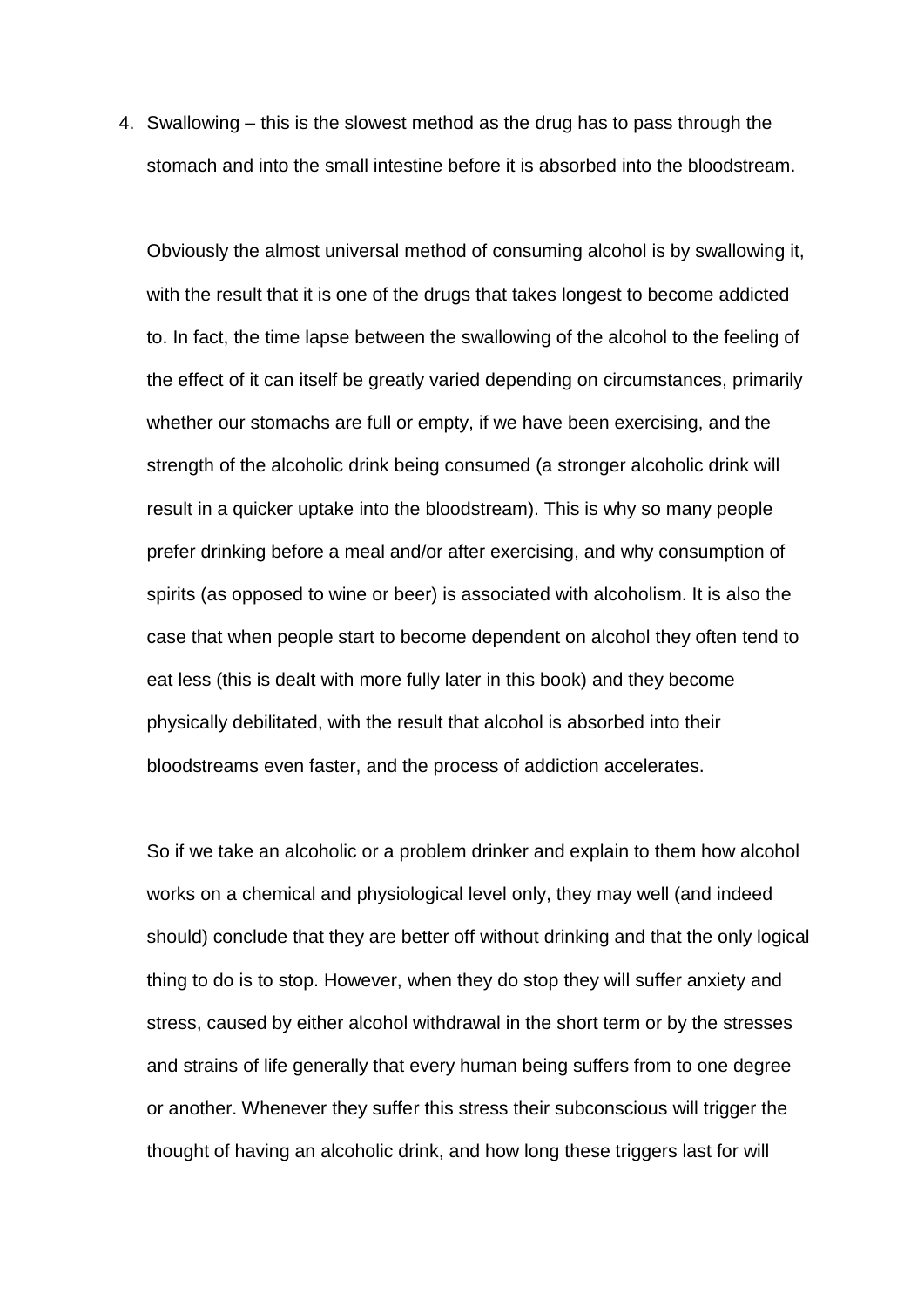4. Swallowing – this is the slowest method as the drug has to pass through the stomach and into the small intestine before it is absorbed into the bloodstream.

   Obviously the almost universal method of consuming alcohol is by swallowing it, with the result that it is one of the drugs that takes longest to become addicted to. In fact, the time lapse between the swallowing of the alcohol to the feeling of the effect of it can itself be greatly varied depending on circumstances, primarily whether our stomachs are full or empty, if we have been exercising, and the strength of the alcoholic drink being consumed (a stronger alcoholic drink will result in a quicker uptake into the bloodstream). This is why so many people prefer drinking before a meal and/or after exercising, and why consumption of spirits (as opposed to wine or beer) is associated with alcoholism. It is also the case that when people start to become dependent on alcohol they often tend to eat less (this is dealt with more fully later in this book) and they become physically debilitated, with the result that alcohol is absorbed into their bloodstreams even faster, and the process of addiction accelerates.

   So if we take an alcoholic or a problem drinker and explain to them how alcohol works on a chemical and physiological level only, they may well (and indeed should) conclude that they are better off without drinking and that the only logical thing to do is to stop. However, when they do stop they will suffer anxiety and stress, caused by either alcohol withdrawal in the short term or by the stresses and strains of life generally that every human being suffers from to one degree or another. Whenever they suffer this stress their subconscious will trigger the thought of having an alcoholic drink, and how long these triggers last for will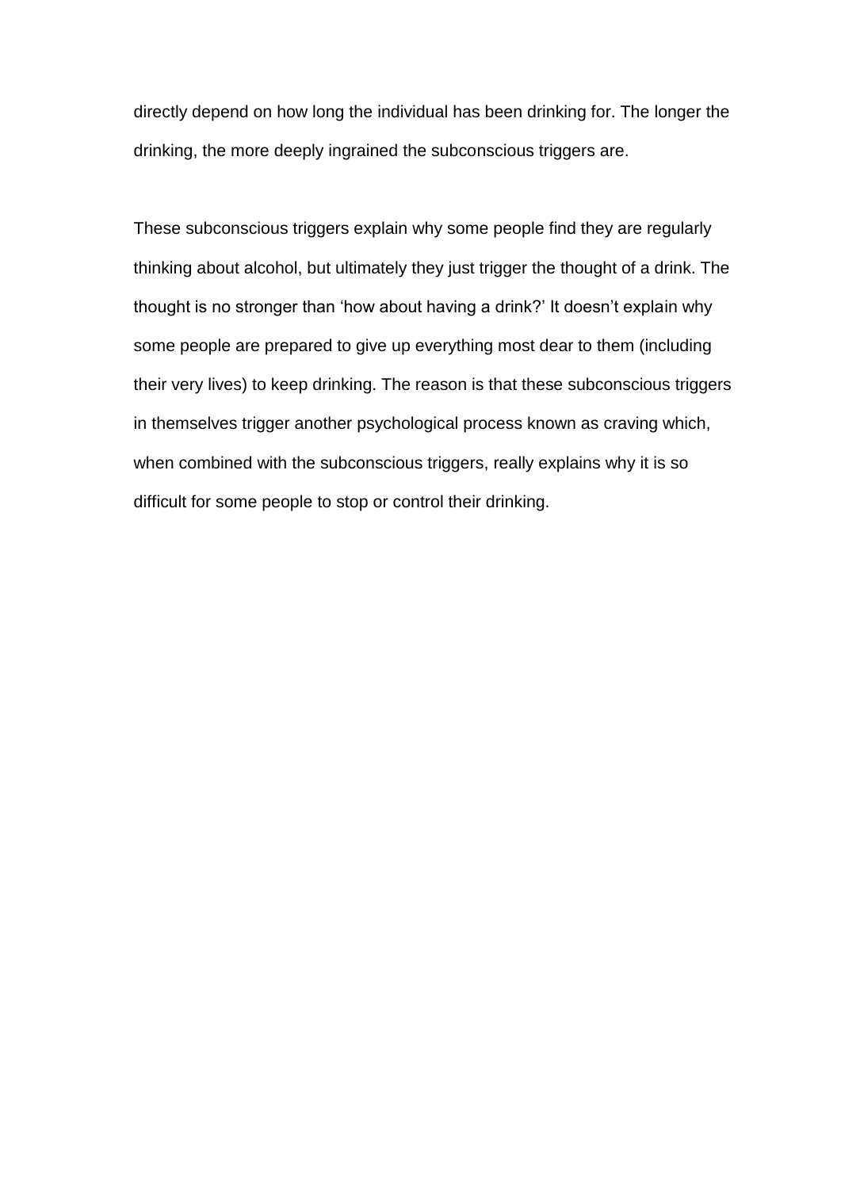directly depend on how long the individual has been drinking for. The longer the drinking, the more deeply ingrained the subconscious triggers are.

These subconscious triggers explain why some people find they are regularly thinking about alcohol, but ultimately they just trigger the thought of a drink. The thought is no stronger than 'how about having a drink?' It doesn't explain why some people are prepared to give up everything most dear to them (including their very lives) to keep drinking. The reason is that these subconscious triggers in themselves trigger another psychological process known as craving which, when combined with the subconscious triggers, really explains why it is so difficult for some people to stop or control their drinking.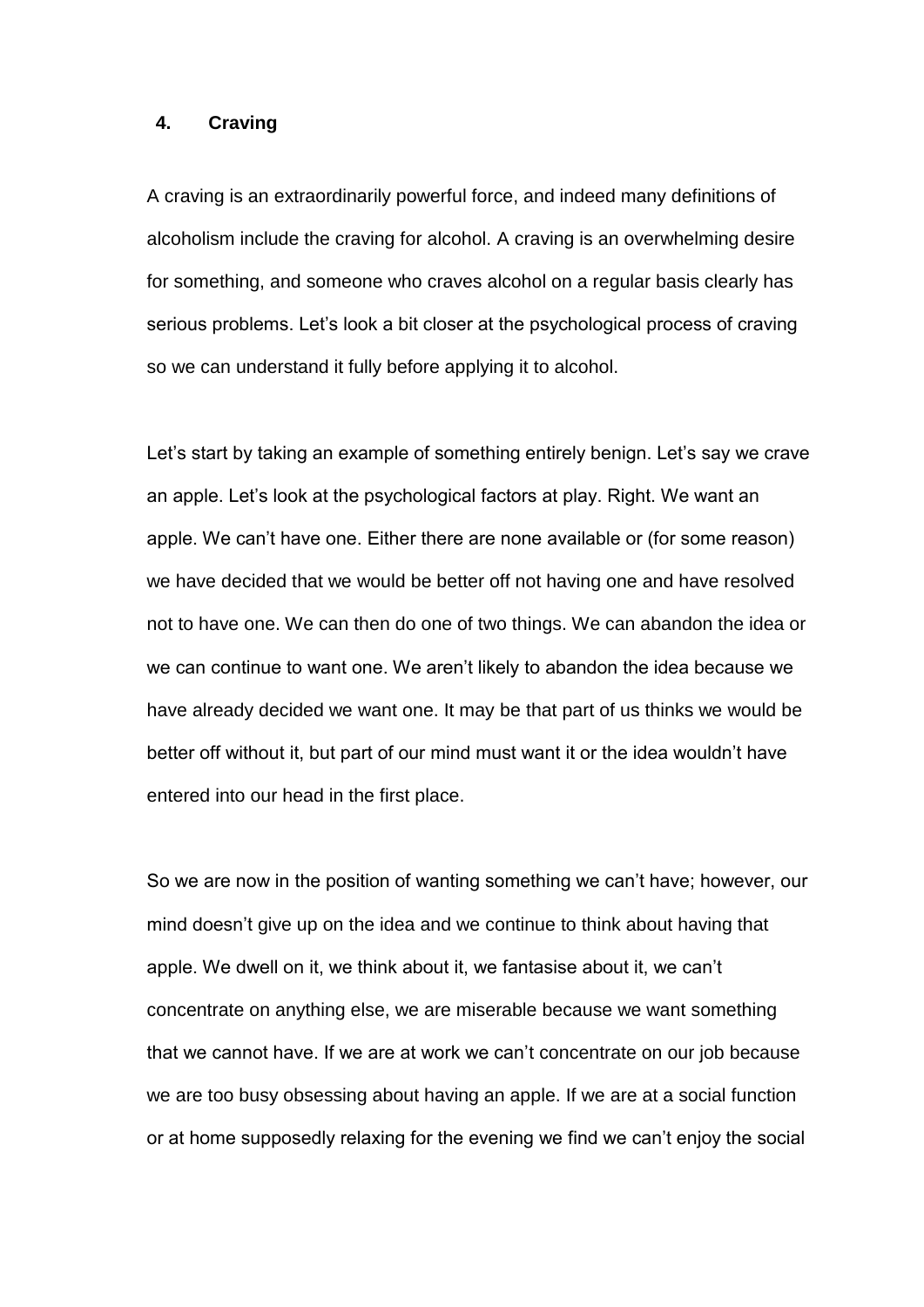## 4. Craving

A craving is an extraordinarily powerful force, and indeed many definitions of alcoholism include the craving for alcohol. A craving is an overwhelming desire for something, and someone who craves alcohol on a regular basis clearly has serious problems. Let's look a bit closer at the psychological process of craving so we can understand it fully before applying it to alcohol.

Let's start by taking an example of something entirely benign. Let's say we crave an apple. Let's look at the psychological factors at play. Right. We want an apple. We can't have one. Either there are none available or (for some reason) we have decided that we would be better off not having one and have resolved not to have one. We can then do one of two things. We can abandon the idea or we can continue to want one. We aren't likely to abandon the idea because we have already decided we want one. It may be that part of us thinks we would be better off without it, but part of our mind must want it or the idea wouldn't have entered into our head in the first place.

So we are now in the position of wanting something we can't have; however, our mind doesn't give up on the idea and we continue to think about having that apple. We dwell on it, we think about it, we fantasise about it, we can't concentrate on anything else, we are miserable because we want something that we cannot have. If we are at work we can't concentrate on our job because we are too busy obsessing about having an apple. If we are at a social function or at home supposedly relaxing for the evening we find we can't enjoy the social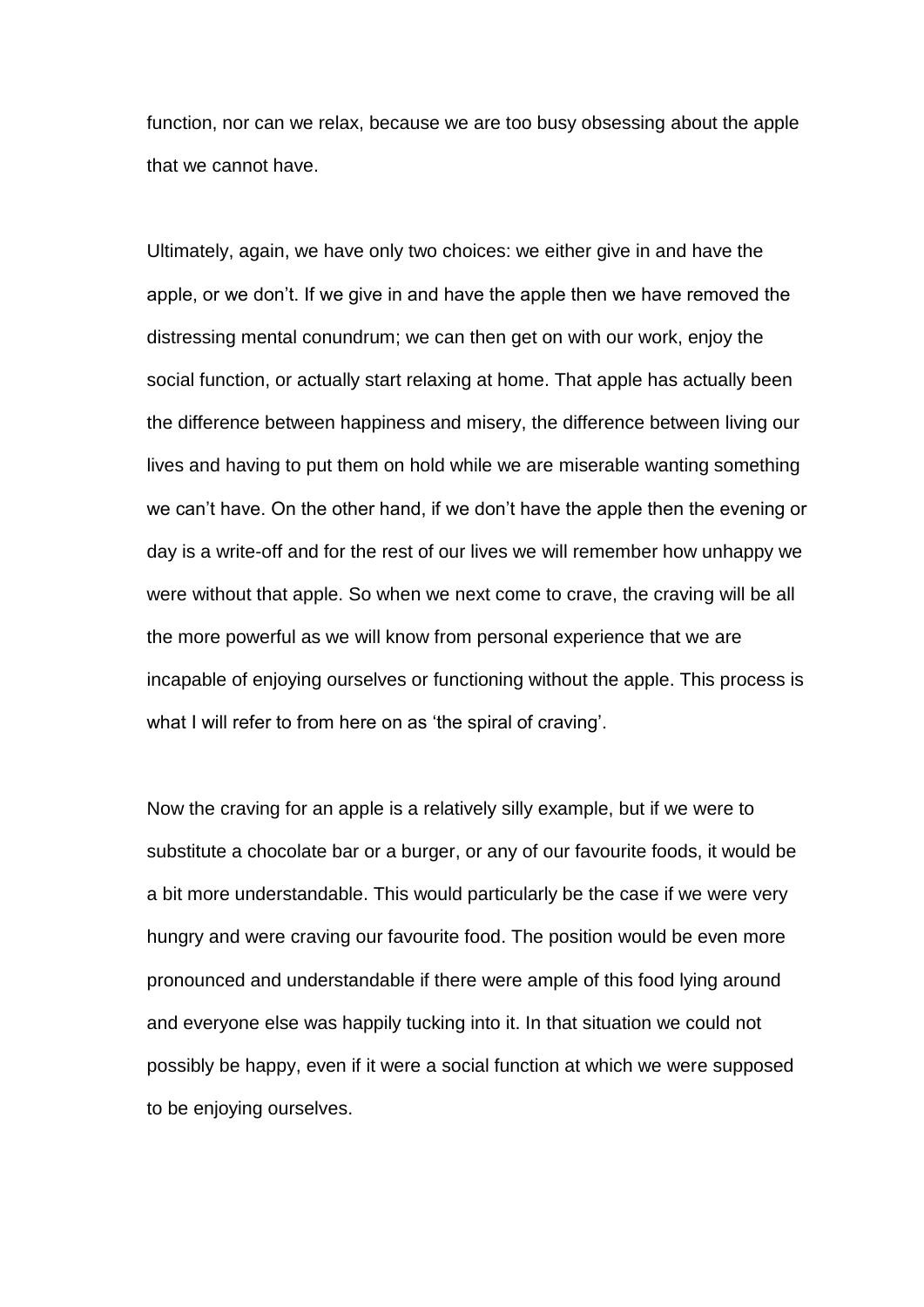function, nor can we relax, because we are too busy obsessing about the apple that we cannot have.

Ultimately, again, we have only two choices: we either give in and have the apple, or we don't. If we give in and have the apple then we have removed the distressing mental conundrum; we can then get on with our work, enjoy the social function, or actually start relaxing at home. That apple has actually been the difference between happiness and misery, the difference between living our lives and having to put them on hold while we are miserable wanting something we can't have. On the other hand, if we don't have the apple then the evening or day is a write-off and for the rest of our lives we will remember how unhappy we were without that apple. So when we next come to crave, the craving will be all the more powerful as we will know from personal experience that we are incapable of enjoying ourselves or functioning without the apple. This process is what I will refer to from here on as 'the spiral of craving'.

Now the craving for an apple is a relatively silly example, but if we were to substitute a chocolate bar or a burger, or any of our favourite foods, it would be a bit more understandable. This would particularly be the case if we were very hungry and were craving our favourite food. The position would be even more pronounced and understandable if there were ample of this food lying around and everyone else was happily tucking into it. In that situation we could not possibly be happy, even if it were a social function at which we were supposed to be enjoying ourselves.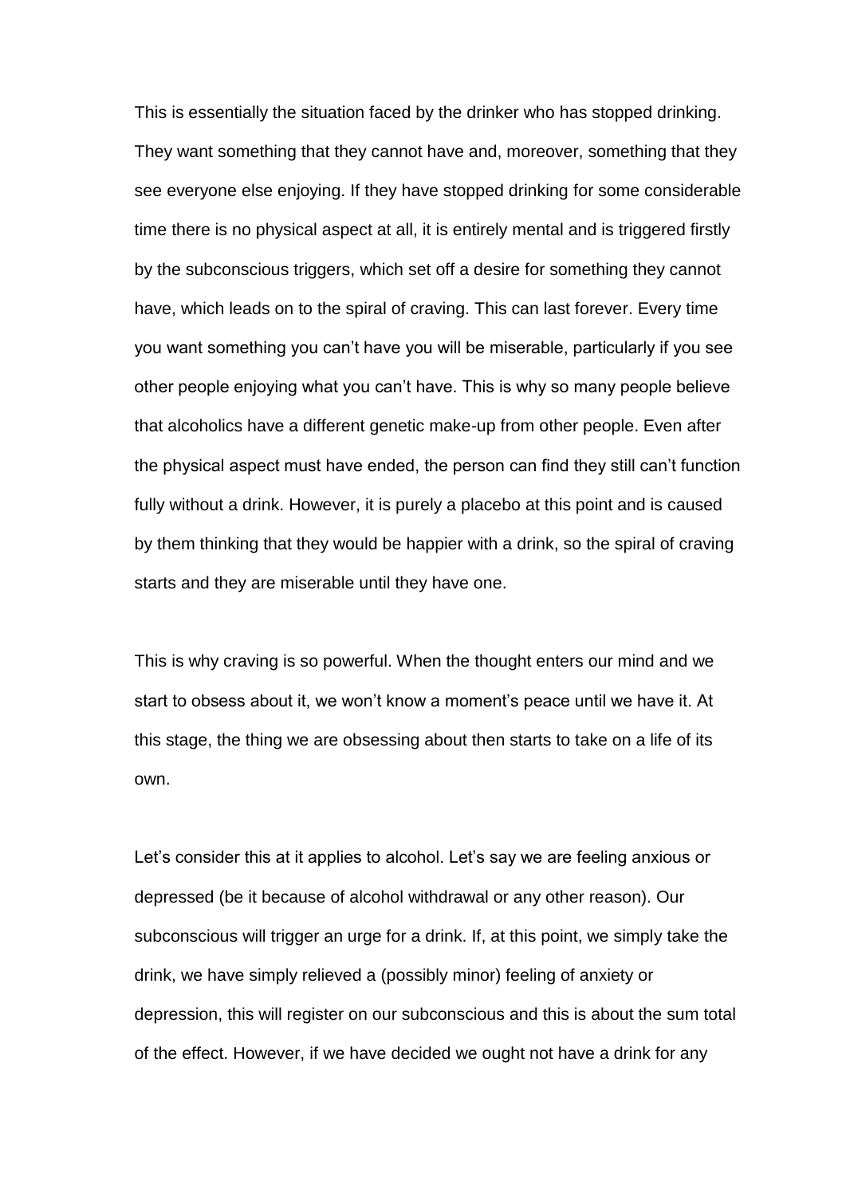This is essentially the situation faced by the drinker who has stopped drinking. They want something that they cannot have and, moreover, something that they see everyone else enjoying. If they have stopped drinking for some considerable time there is no physical aspect at all, it is entirely mental and is triggered firstly by the subconscious triggers, which set off a desire for something they cannot have, which leads on to the spiral of craving. This can last forever. Every time you want something you can't have you will be miserable, particularly if you see other people enjoying what you can't have. This is why so many people believe that alcoholics have a different genetic make-up from other people. Even after the physical aspect must have ended, the person can find they still can't function fully without a drink. However, it is purely a placebo at this point and is caused by them thinking that they would be happier with a drink, so the spiral of craving starts and they are miserable until they have one.

This is why craving is so powerful. When the thought enters our mind and we start to obsess about it, we won't know a moment's peace until we have it. At this stage, the thing we are obsessing about then starts to take on a life of its own.

Let's consider this at it applies to alcohol. Let's say we are feeling anxious or depressed (be it because of alcohol withdrawal or any other reason). Our subconscious will trigger an urge for a drink. If, at this point, we simply take the drink, we have simply relieved a (possibly minor) feeling of anxiety or depression, this will register on our subconscious and this is about the sum total of the effect. However, if we have decided we ought not have a drink for any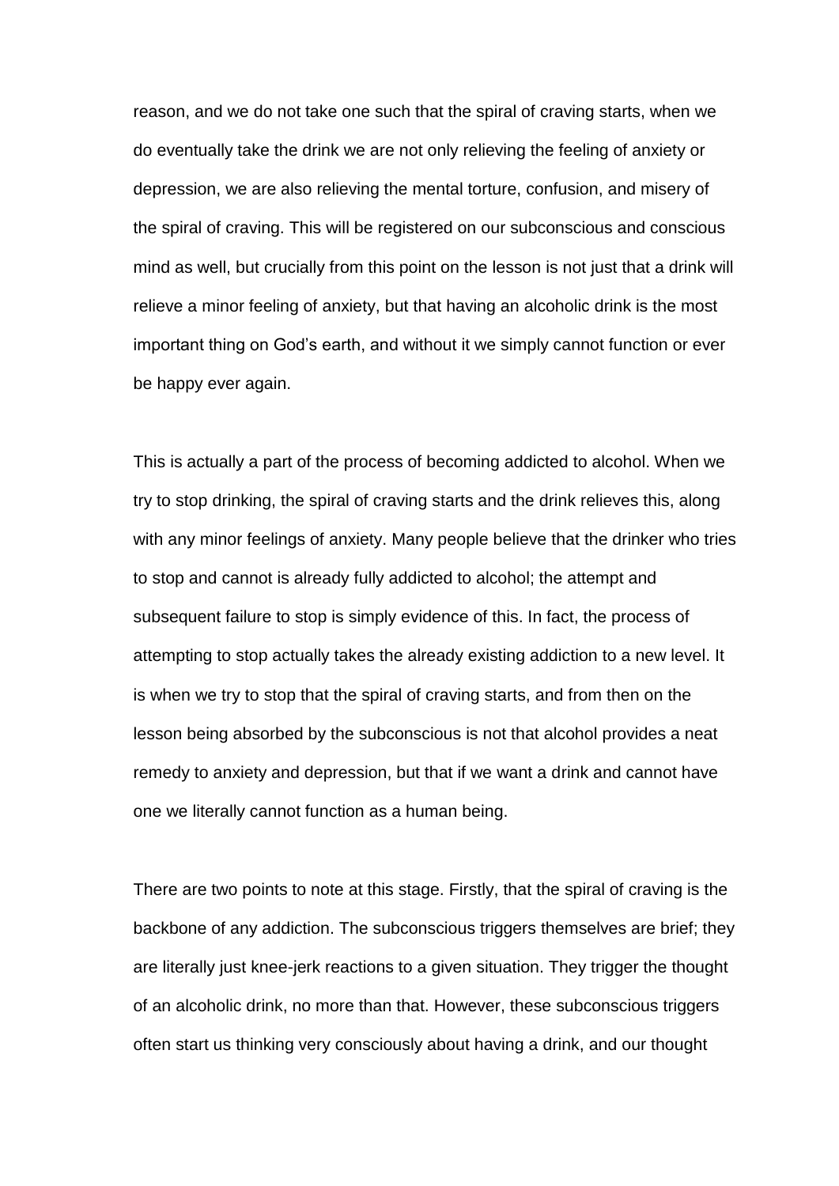reason, and we do not take one such that the spiral of craving starts, when we do eventually take the drink we are not only relieving the feeling of anxiety or depression, we are also relieving the mental torture, confusion, and misery of the spiral of craving. This will be registered on our subconscious and conscious mind as well, but crucially from this point on the lesson is not just that a drink will relieve a minor feeling of anxiety, but that having an alcoholic drink is the most important thing on God's earth, and without it we simply cannot function or ever be happy ever again.

This is actually a part of the process of becoming addicted to alcohol. When we try to stop drinking, the spiral of craving starts and the drink relieves this, along with any minor feelings of anxiety. Many people believe that the drinker who tries to stop and cannot is already fully addicted to alcohol; the attempt and subsequent failure to stop is simply evidence of this. In fact, the process of attempting to stop actually takes the already existing addiction to a new level. It is when we try to stop that the spiral of craving starts, and from then on the lesson being absorbed by the subconscious is not that alcohol provides a neat remedy to anxiety and depression, but that if we want a drink and cannot have one we literally cannot function as a human being.

There are two points to note at this stage. Firstly, that the spiral of craving is the backbone of any addiction. The subconscious triggers themselves are brief; they are literally just knee-jerk reactions to a given situation. They trigger the thought of an alcoholic drink, no more than that. However, these subconscious triggers often start us thinking very consciously about having a drink, and our thought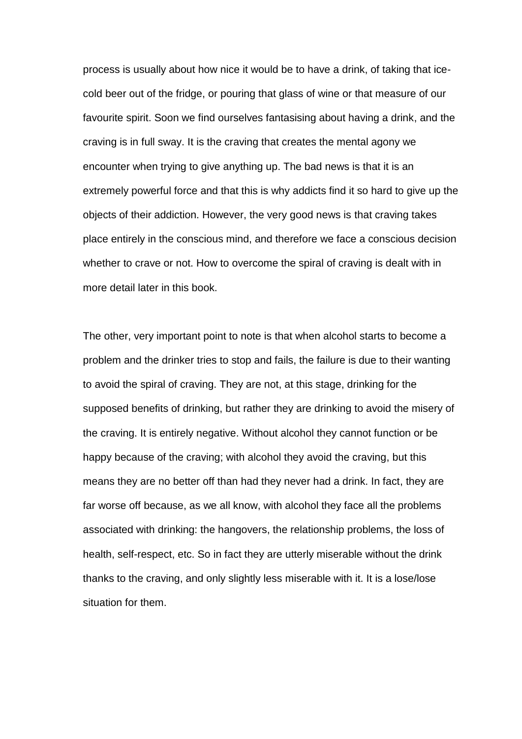process is usually about how nice it would be to have a drink, of taking that ice-cold beer out of the fridge, or pouring that glass of wine or that measure of our favourite spirit. Soon we find ourselves fantasising about having a drink, and the craving is in full sway. It is the craving that creates the mental agony we encounter when trying to give anything up. The bad news is that it is an extremely powerful force and that this is why addicts find it so hard to give up the objects of their addiction. However, the very good news is that craving takes place entirely in the conscious mind, and therefore we face a conscious decision whether to crave or not. How to overcome the spiral of craving is dealt with in more detail later in this book.

The other, very important point to note is that when alcohol starts to become a problem and the drinker tries to stop and fails, the failure is due to their wanting to avoid the spiral of craving. They are not, at this stage, drinking for the supposed benefits of drinking, but rather they are drinking to avoid the misery of the craving. It is entirely negative. Without alcohol they cannot function or be happy because of the craving; with alcohol they avoid the craving, but this means they are no better off than had they never had a drink. In fact, they are far worse off because, as we all know, with alcohol they face all the problems associated with drinking: the hangovers, the relationship problems, the loss of health, self-respect, etc. So in fact they are utterly miserable without the drink thanks to the craving, and only slightly less miserable with it. It is a lose/lose situation for them.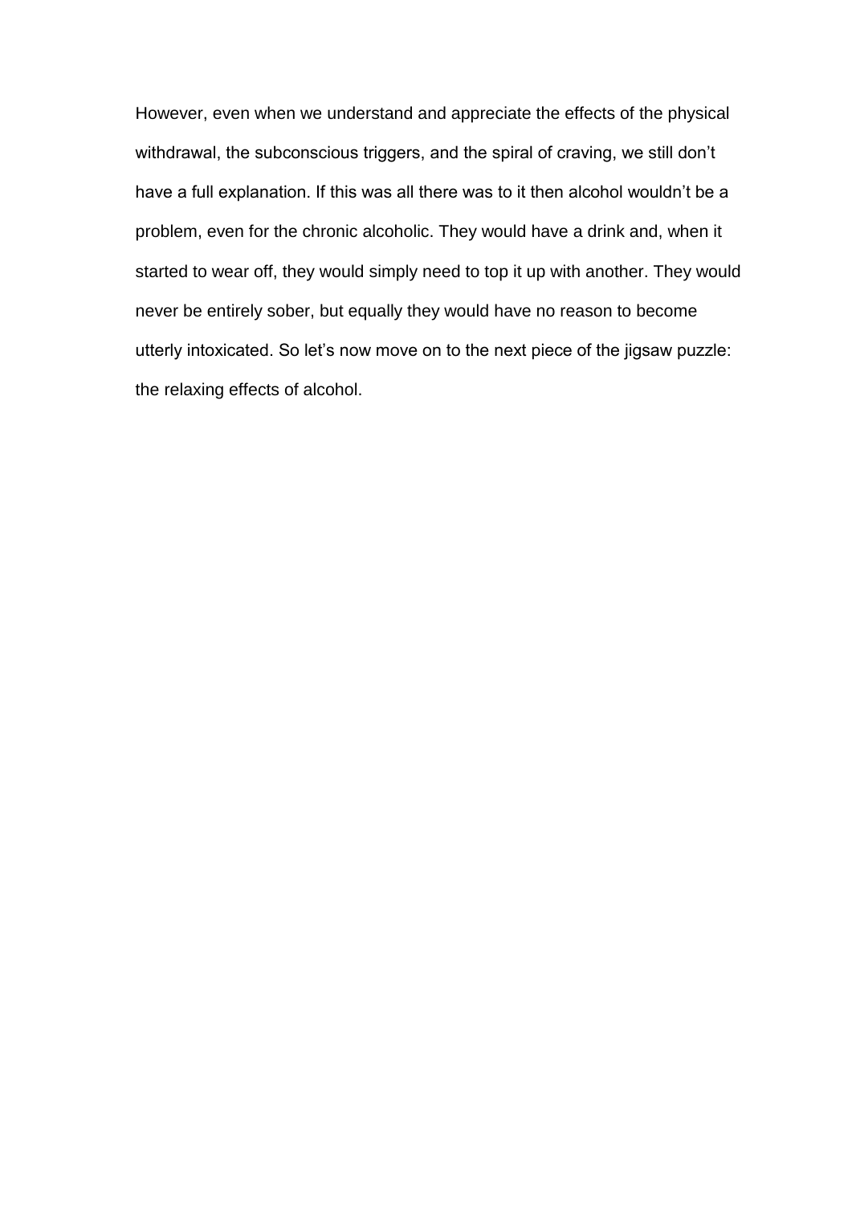However, even when we understand and appreciate the effects of the physical withdrawal, the subconscious triggers, and the spiral of craving, we still don't have a full explanation. If this was all there was to it then alcohol wouldn't be a problem, even for the chronic alcoholic. They would have a drink and, when it started to wear off, they would simply need to top it up with another. They would never be entirely sober, but equally they would have no reason to become utterly intoxicated. So let's now move on to the next piece of the jigsaw puzzle: the relaxing effects of alcohol.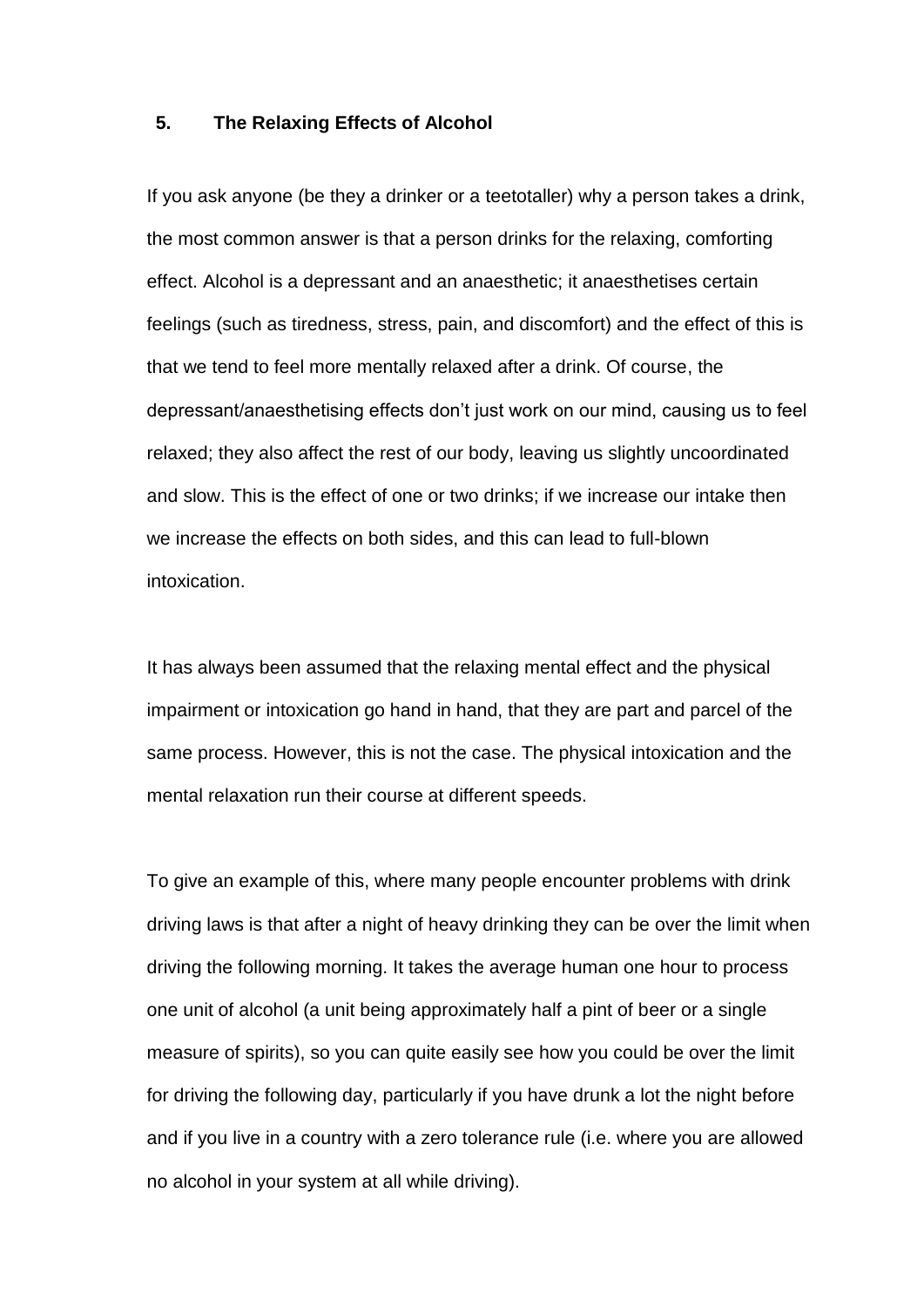## 5. The Relaxing Effects of Alcohol

If you ask anyone (be they a drinker or a teetotaller) why a person takes a drink, the most common answer is that a person drinks for the relaxing, comforting effect. Alcohol is a depressant and an anaesthetic; it anaesthetises certain feelings (such as tiredness, stress, pain, and discomfort) and the effect of this is that we tend to feel more mentally relaxed after a drink. Of course, the depressant/anaesthetising effects don't just work on our mind, causing us to feel relaxed; they also affect the rest of our body, leaving us slightly uncoordinated and slow. This is the effect of one or two drinks; if we increase our intake then we increase the effects on both sides, and this can lead to full-blown intoxication.

It has always been assumed that the relaxing mental effect and the physical impairment or intoxication go hand in hand, that they are part and parcel of the same process. However, this is not the case. The physical intoxication and the mental relaxation run their course at different speeds.

To give an example of this, where many people encounter problems with drink driving laws is that after a night of heavy drinking they can be over the limit when driving the following morning. It takes the average human one hour to process one unit of alcohol (a unit being approximately half a pint of beer or a single measure of spirits), so you can quite easily see how you could be over the limit for driving the following day, particularly if you have drunk a lot the night before and if you live in a country with a zero tolerance rule (i.e. where you are allowed no alcohol in your system at all while driving).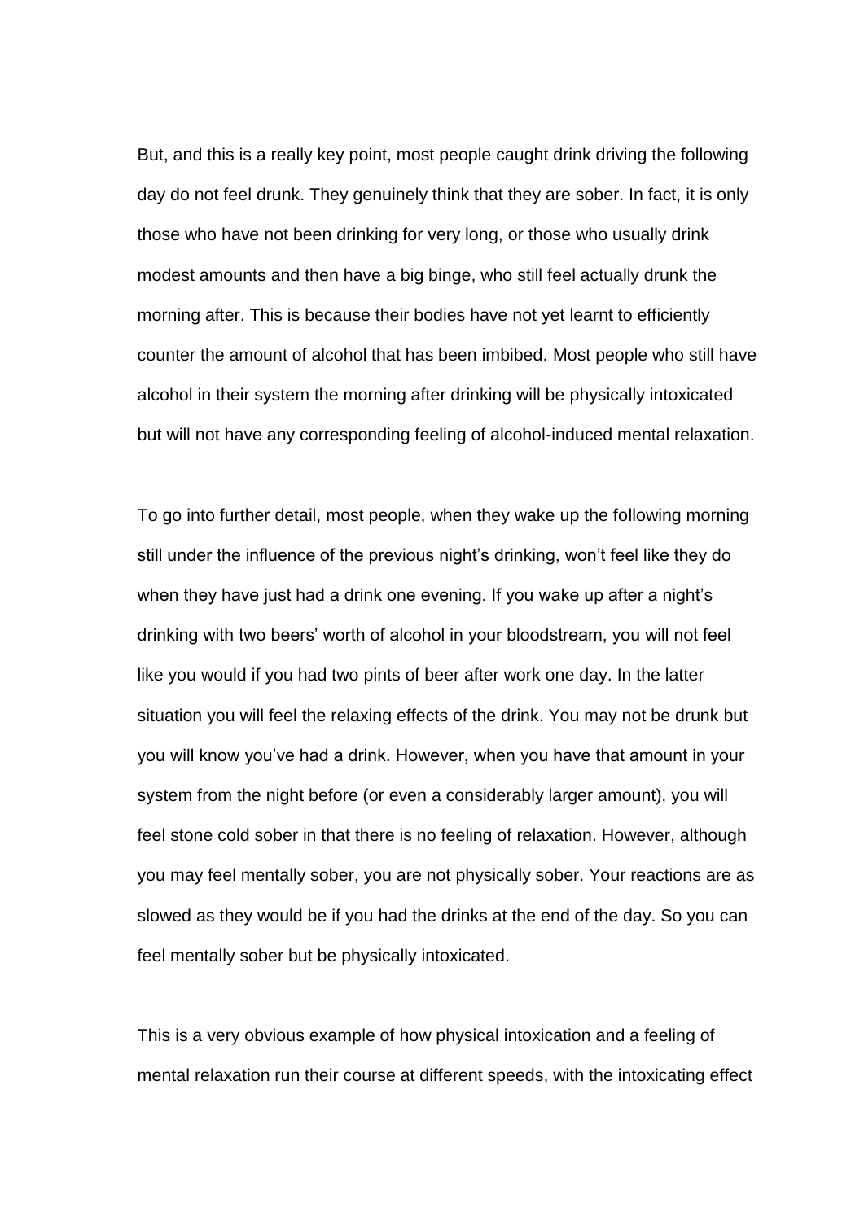But, and this is a really key point, most people caught drink driving the following day do not feel drunk. They genuinely think that they are sober. In fact, it is only those who have not been drinking for very long, or those who usually drink modest amounts and then have a big binge, who still feel actually drunk the morning after. This is because their bodies have not yet learnt to efficiently counter the amount of alcohol that has been imbibed. Most people who still have alcohol in their system the morning after drinking will be physically intoxicated but will not have any corresponding feeling of alcohol-induced mental relaxation.

To go into further detail, most people, when they wake up the following morning still under the influence of the previous night's drinking, won't feel like they do when they have just had a drink one evening. If you wake up after a night's drinking with two beers' worth of alcohol in your bloodstream, you will not feel like you would if you had two pints of beer after work one day. In the latter situation you will feel the relaxing effects of the drink. You may not be drunk but you will know you've had a drink. However, when you have that amount in your system from the night before (or even a considerably larger amount), you will feel stone cold sober in that there is no feeling of relaxation. However, although you may feel mentally sober, you are not physically sober. Your reactions are as slowed as they would be if you had the drinks at the end of the day. So you can feel mentally sober but be physically intoxicated.

This is a very obvious example of how physical intoxication and a feeling of mental relaxation run their course at different speeds, with the intoxicating effect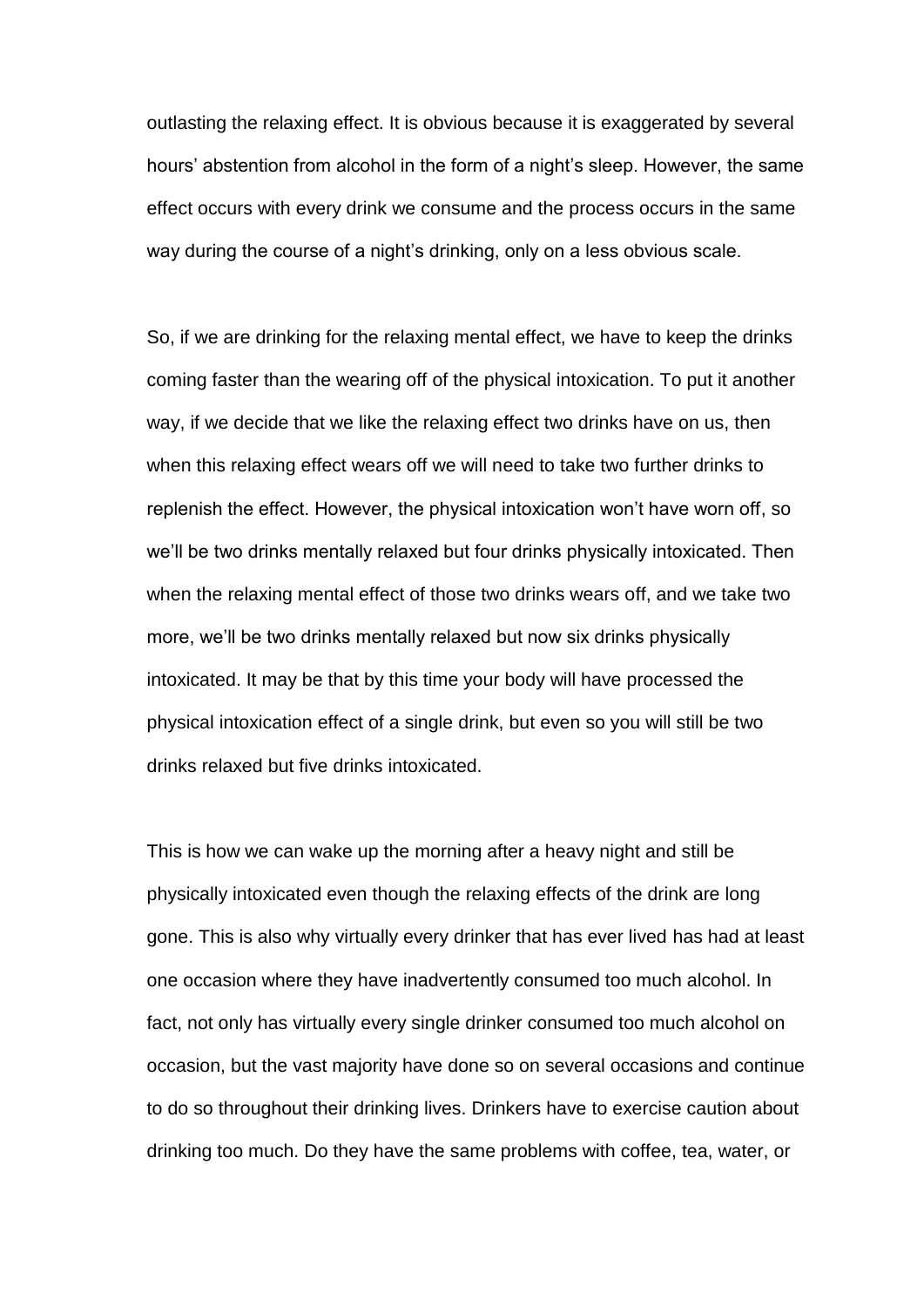outlasting the relaxing effect. It is obvious because it is exaggerated by several hours' abstention from alcohol in the form of a night's sleep. However, the same effect occurs with every drink we consume and the process occurs in the same way during the course of a night's drinking, only on a less obvious scale.

So, if we are drinking for the relaxing mental effect, we have to keep the drinks coming faster than the wearing off of the physical intoxication. To put it another way, if we decide that we like the relaxing effect two drinks have on us, then when this relaxing effect wears off we will need to take two further drinks to replenish the effect. However, the physical intoxication won't have worn off, so we'll be two drinks mentally relaxed but four drinks physically intoxicated. Then when the relaxing mental effect of those two drinks wears off, and we take two more, we'll be two drinks mentally relaxed but now six drinks physically intoxicated. It may be that by this time your body will have processed the physical intoxication effect of a single drink, but even so you will still be two drinks relaxed but five drinks intoxicated.

This is how we can wake up the morning after a heavy night and still be physically intoxicated even though the relaxing effects of the drink are long gone. This is also why virtually every drinker that has ever lived has had at least one occasion where they have inadvertently consumed too much alcohol. In fact, not only has virtually every single drinker consumed too much alcohol on occasion, but the vast majority have done so on several occasions and continue to do so throughout their drinking lives. Drinkers have to exercise caution about drinking too much. Do they have the same problems with coffee, tea, water, or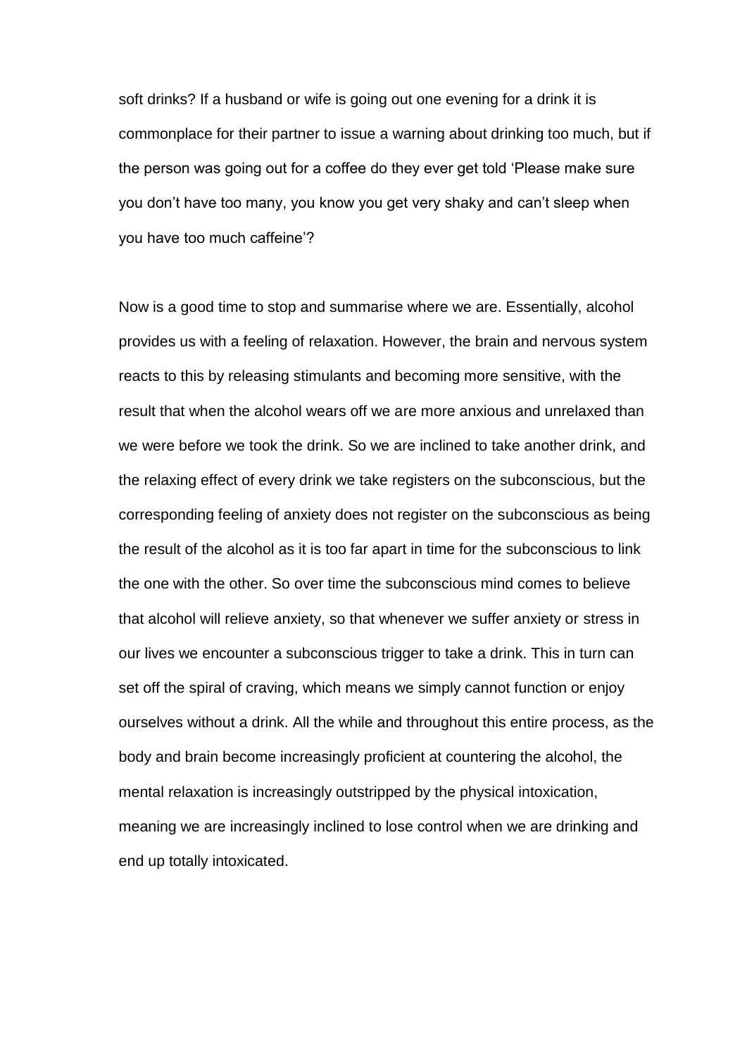soft drinks? If a husband or wife is going out one evening for a drink it is commonplace for their partner to issue a warning about drinking too much, but if the person was going out for a coffee do they ever get told 'Please make sure you don't have too many, you know you get very shaky and can't sleep when you have too much caffeine'?

Now is a good time to stop and summarise where we are. Essentially, alcohol provides us with a feeling of relaxation. However, the brain and nervous system reacts to this by releasing stimulants and becoming more sensitive, with the result that when the alcohol wears off we are more anxious and unrelaxed than we were before we took the drink. So we are inclined to take another drink, and the relaxing effect of every drink we take registers on the subconscious, but the corresponding feeling of anxiety does not register on the subconscious as being the result of the alcohol as it is too far apart in time for the subconscious to link the one with the other. So over time the subconscious mind comes to believe that alcohol will relieve anxiety, so that whenever we suffer anxiety or stress in our lives we encounter a subconscious trigger to take a drink. This in turn can set off the spiral of craving, which means we simply cannot function or enjoy ourselves without a drink. All the while and throughout this entire process, as the body and brain become increasingly proficient at countering the alcohol, the mental relaxation is increasingly outstripped by the physical intoxication, meaning we are increasingly inclined to lose control when we are drinking and end up totally intoxicated.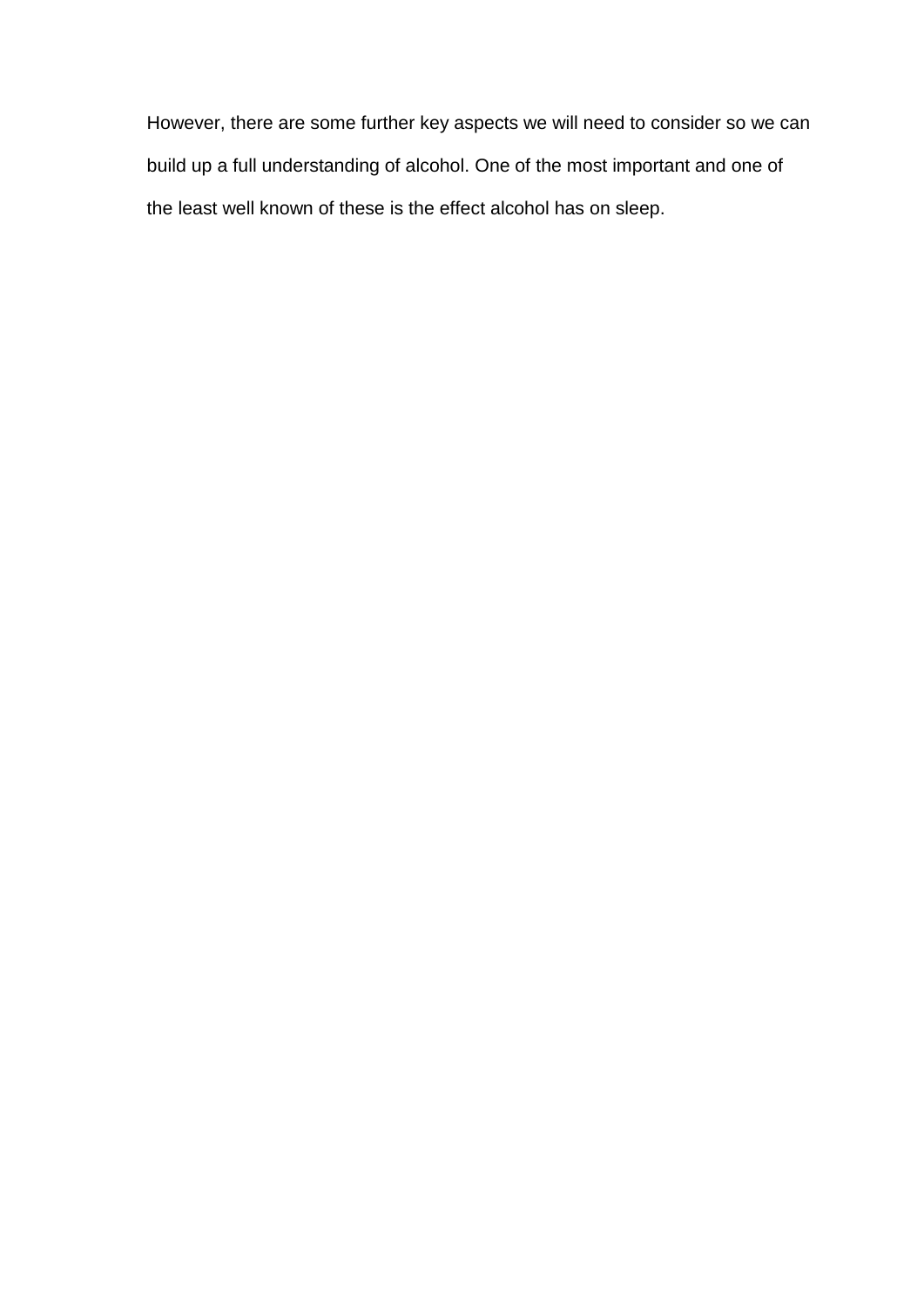However, there are some further key aspects we will need to consider so we can build up a full understanding of alcohol. One of the most important and one of the least well known of these is the effect alcohol has on sleep.